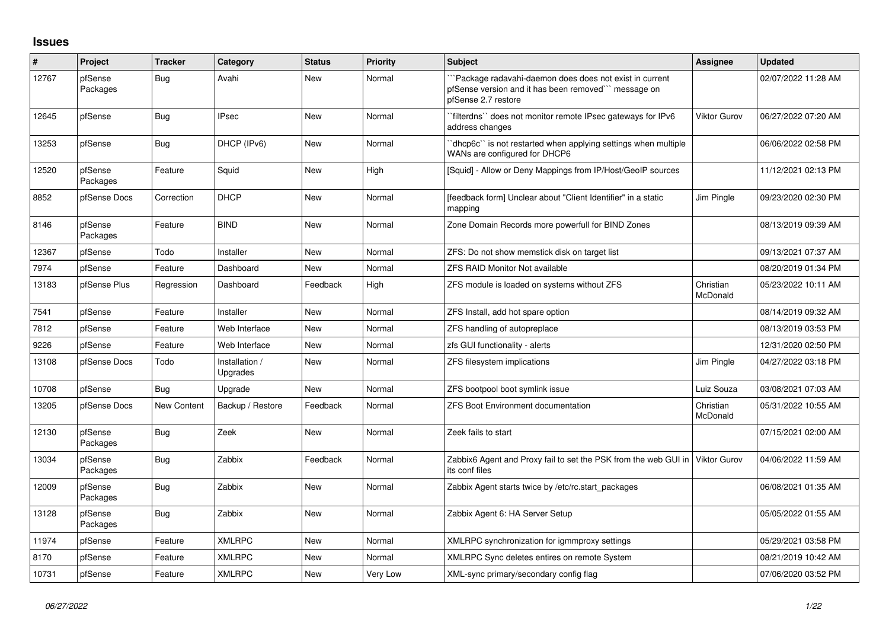# Issues

| # | Project | Tracker | Category | Status | Priority | Subject | Assignee | Updated |
|---|---|---|---|---|---|---|---|---|
| 12767 | pfSense Packages | Bug | Avahi | New | Normal | ```Package radavahi-daemon does does not exist in current pfSense version and it has been removed``` message on pfSense 2.7 restore | | 02/07/2022 11:28 AM |
| 12645 | pfSense | Bug | IPsec | New | Normal | ``filterdns`` does not monitor remote IPsec gateways for IPv6 address changes | Viktor Gurov | 06/27/2022 07:20 AM |
| 13253 | pfSense | Bug | DHCP (IPv6) | New | Normal | ``dhcp6c`` is not restarted when applying settings when multiple WANs are configured for DHCP6 | | 06/06/2022 02:58 PM |
| 12520 | pfSense Packages | Feature | Squid | New | High | [Squid] - Allow or Deny Mappings from IP/Host/GeoIP sources | | 11/12/2021 02:13 PM |
| 8852 | pfSense Docs | Correction | DHCP | New | Normal | [feedback form] Unclear about "Client Identifier" in a static mapping | Jim Pingle | 09/23/2020 02:30 PM |
| 8146 | pfSense Packages | Feature | BIND | New | Normal | Zone Domain Records more powerfull for BIND Zones | | 08/13/2019 09:39 AM |
| 12367 | pfSense | Todo | Installer | New | Normal | ZFS: Do not show memstick disk on target list | | 09/13/2021 07:37 AM |
| 7974 | pfSense | Feature | Dashboard | New | Normal | ZFS RAID Monitor Not available | | 08/20/2019 01:34 PM |
| 13183 | pfSense Plus | Regression | Dashboard | Feedback | High | ZFS module is loaded on systems without ZFS | Christian McDonald | 05/23/2022 10:11 AM |
| 7541 | pfSense | Feature | Installer | New | Normal | ZFS Install, add hot spare option | | 08/14/2019 09:32 AM |
| 7812 | pfSense | Feature | Web Interface | New | Normal | ZFS handling of autopreplace | | 08/13/2019 03:53 PM |
| 9226 | pfSense | Feature | Web Interface | New | Normal | zfs GUI functionality - alerts | | 12/31/2020 02:50 PM |
| 13108 | pfSense Docs | Todo | Installation / Upgrades | New | Normal | ZFS filesystem implications | Jim Pingle | 04/27/2022 03:18 PM |
| 10708 | pfSense | Bug | Upgrade | New | Normal | ZFS bootpool boot symlink issue | Luiz Souza | 03/08/2021 07:03 AM |
| 13205 | pfSense Docs | New Content | Backup / Restore | Feedback | Normal | ZFS Boot Environment documentation | Christian McDonald | 05/31/2022 10:55 AM |
| 12130 | pfSense Packages | Bug | Zeek | New | Normal | Zeek fails to start | | 07/15/2021 02:00 AM |
| 13034 | pfSense Packages | Bug | Zabbix | Feedback | Normal | Zabbix6 Agent and Proxy fail to set the PSK from the web GUI in its conf files | Viktor Gurov | 04/06/2022 11:59 AM |
| 12009 | pfSense Packages | Bug | Zabbix | New | Normal | Zabbix Agent starts twice by /etc/rc.start_packages | | 06/08/2021 01:35 AM |
| 13128 | pfSense Packages | Bug | Zabbix | New | Normal | Zabbix Agent 6: HA Server Setup | | 05/05/2022 01:55 AM |
| 11974 | pfSense | Feature | XMLRPC | New | Normal | XMLRPC synchronization for igmmproxy settings | | 05/29/2021 03:58 PM |
| 8170 | pfSense | Feature | XMLRPC | New | Normal | XMLRPC Sync deletes entires on remote System | | 08/21/2019 10:42 AM |
| 10731 | pfSense | Feature | XMLRPC | New | Very Low | XML-sync primary/secondary config flag | | 07/06/2020 03:52 PM |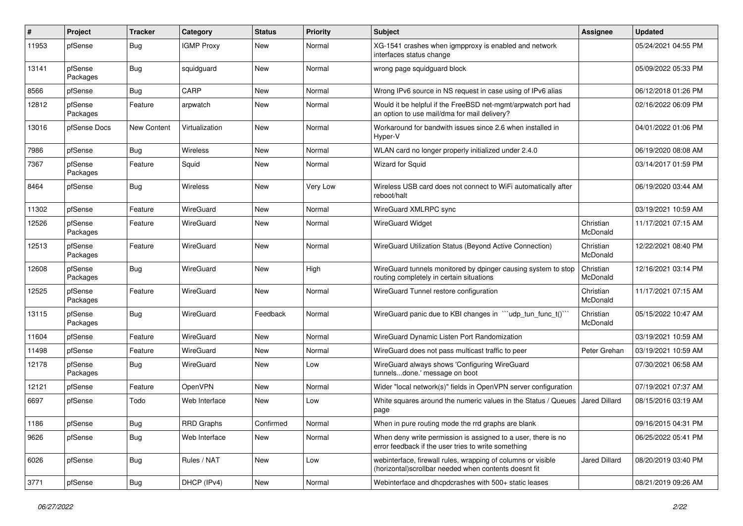| # | Project | Tracker | Category | Status | Priority | Subject | Assignee | Updated |
|---|---|---|---|---|---|---|---|---|
| 11953 | pfSense | Bug | IGMP Proxy | New | Normal | XG-1541 crashes when igmpproxy is enabled and network interfaces status change | | 05/24/2021 04:55 PM |
| 13141 | pfSense Packages | Bug | squidguard | New | Normal | wrong page squidguard block | | 05/09/2022 05:33 PM |
| 8566 | pfSense | Bug | CARP | New | Normal | Wrong IPv6 source in NS request in case using of IPv6 alias | | 06/12/2018 01:26 PM |
| 12812 | pfSense Packages | Feature | arpwatch | New | Normal | Would it be helpful if the FreeBSD net-mgmt/arpwatch port had an option to use mail/dma for mail delivery? | | 02/16/2022 06:09 PM |
| 13016 | pfSense Docs | New Content | Virtualization | New | Normal | Workaround for bandwith issues since 2.6 when installed in Hyper-V | | 04/01/2022 01:06 PM |
| 7986 | pfSense | Bug | Wireless | New | Normal | WLAN card no longer properly initialized under 2.4.0 | | 06/19/2020 08:08 AM |
| 7367 | pfSense Packages | Feature | Squid | New | Normal | Wizard for Squid | | 03/14/2017 01:59 PM |
| 8464 | pfSense | Bug | Wireless | New | Very Low | Wireless USB card does not connect to WiFi automatically after reboot/halt | | 06/19/2020 03:44 AM |
| 11302 | pfSense | Feature | WireGuard | New | Normal | WireGuard XMLRPC sync | | 03/19/2021 10:59 AM |
| 12526 | pfSense Packages | Feature | WireGuard | New | Normal | WireGuard Widget | Christian McDonald | 11/17/2021 07:15 AM |
| 12513 | pfSense Packages | Feature | WireGuard | New | Normal | WireGuard Utilization Status (Beyond Active Connection) | Christian McDonald | 12/22/2021 08:40 PM |
| 12608 | pfSense Packages | Bug | WireGuard | New | High | WireGuard tunnels monitored by dpinger causing system to stop routing completely in certain situations | Christian McDonald | 12/16/2021 03:14 PM |
| 12525 | pfSense Packages | Feature | WireGuard | New | Normal | WireGuard Tunnel restore configuration | Christian McDonald | 11/17/2021 07:15 AM |
| 13115 | pfSense Packages | Bug | WireGuard | Feedback | Normal | WireGuard panic due to KBI changes in ```udp_tun_func_t()``` | Christian McDonald | 05/15/2022 10:47 AM |
| 11604 | pfSense | Feature | WireGuard | New | Normal | WireGuard Dynamic Listen Port Randomization | | 03/19/2021 10:59 AM |
| 11498 | pfSense | Feature | WireGuard | New | Normal | WireGuard does not pass multicast traffic to peer | Peter Grehan | 03/19/2021 10:59 AM |
| 12178 | pfSense Packages | Bug | WireGuard | New | Low | WireGuard always shows 'Configuring WireGuard tunnels...done.' message on boot | | 07/30/2021 06:58 AM |
| 12121 | pfSense | Feature | OpenVPN | New | Normal | Wider "local network(s)" fields in OpenVPN server configuration | | 07/19/2021 07:37 AM |
| 6697 | pfSense | Todo | Web Interface | New | Low | White squares around the numeric values in the Status / Queues page | Jared Dillard | 08/15/2016 03:19 AM |
| 1186 | pfSense | Bug | RRD Graphs | Confirmed | Normal | When in pure routing mode the rrd graphs are blank | | 09/16/2015 04:31 PM |
| 9626 | pfSense | Bug | Web Interface | New | Normal | When deny write permission is assigned to a user, there is no error feedback if the user tries to write something | | 06/25/2022 05:41 PM |
| 6026 | pfSense | Bug | Rules / NAT | New | Low | webinterface, firewall rules, wrapping of columns or visible (horizontal)scrollbar needed when contents doesnt fit | Jared Dillard | 08/20/2019 03:40 PM |
| 3771 | pfSense | Bug | DHCP (IPv4) | New | Normal | Webinterface and dhcpdcrashes with 500+ static leases | | 08/21/2019 09:26 AM |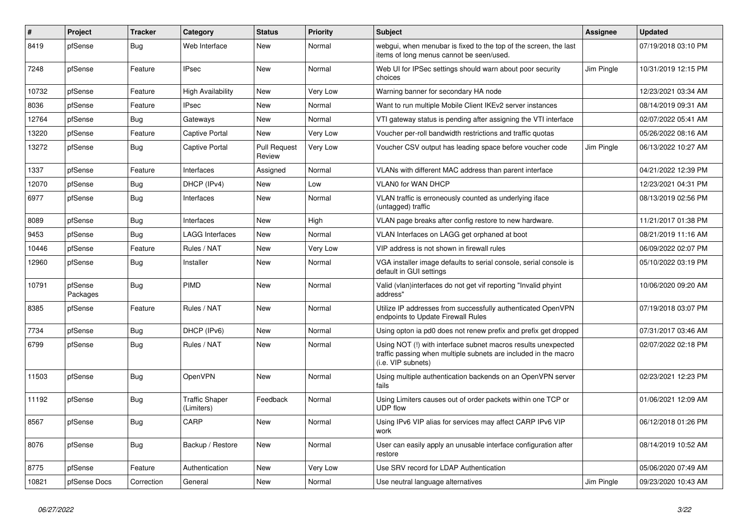| # | Project | Tracker | Category | Status | Priority | Subject | Assignee | Updated |
|---|---|---|---|---|---|---|---|---|
| 8419 | pfSense | Bug | Web Interface | New | Normal | webgui, when menubar is fixed to the top of the screen, the last items of long menus cannot be seen/used. | | 07/19/2018 03:10 PM |
| 7248 | pfSense | Feature | IPsec | New | Normal | Web UI for IPSec settings should warn about poor security choices | Jim Pingle | 10/31/2019 12:15 PM |
| 10732 | pfSense | Feature | High Availability | New | Very Low | Warning banner for secondary HA node | | 12/23/2021 03:34 AM |
| 8036 | pfSense | Feature | IPsec | New | Normal | Want to run multiple Mobile Client IKEv2 server instances | | 08/14/2019 09:31 AM |
| 12764 | pfSense | Bug | Gateways | New | Normal | VTI gateway status is pending after assigning the VTI interface | | 02/07/2022 05:41 AM |
| 13220 | pfSense | Feature | Captive Portal | New | Very Low | Voucher per-roll bandwidth restrictions and traffic quotas | | 05/26/2022 08:16 AM |
| 13272 | pfSense | Bug | Captive Portal | Pull Request Review | Very Low | Voucher CSV output has leading space before voucher code | Jim Pingle | 06/13/2022 10:27 AM |
| 1337 | pfSense | Feature | Interfaces | Assigned | Normal | VLANs with different MAC address than parent interface | | 04/21/2022 12:39 PM |
| 12070 | pfSense | Bug | DHCP (IPv4) | New | Low | VLAN0 for WAN DHCP | | 12/23/2021 04:31 PM |
| 6977 | pfSense | Bug | Interfaces | New | Normal | VLAN traffic is erroneously counted as underlying iface (untagged) traffic | | 08/13/2019 02:56 PM |
| 8089 | pfSense | Bug | Interfaces | New | High | VLAN page breaks after config restore to new hardware. | | 11/21/2017 01:38 PM |
| 9453 | pfSense | Bug | LAGG Interfaces | New | Normal | VLAN Interfaces on LAGG get orphaned at boot | | 08/21/2019 11:16 AM |
| 10446 | pfSense | Feature | Rules / NAT | New | Very Low | VIP address is not shown in firewall rules | | 06/09/2022 02:07 PM |
| 12960 | pfSense | Bug | Installer | New | Normal | VGA installer image defaults to serial console, serial console is default in GUI settings | | 05/10/2022 03:19 PM |
| 10791 | pfSense Packages | Bug | PIMD | New | Normal | Valid (vlan)interfaces do not get vif reporting "Invalid phyint address" | | 10/06/2020 09:20 AM |
| 8385 | pfSense | Feature | Rules / NAT | New | Normal | Utilize IP addresses from successfully authenticated OpenVPN endpoints to Update Firewall Rules | | 07/19/2018 03:07 PM |
| 7734 | pfSense | Bug | DHCP (IPv6) | New | Normal | Using opton ia pd0 does not renew prefix and prefix get dropped | | 07/31/2017 03:46 AM |
| 6799 | pfSense | Bug | Rules / NAT | New | Normal | Using NOT (!) with interface subnet macros results unexpected traffic passing when multiple subnets are included in the macro (i.e. VIP subnets) | | 02/07/2022 02:18 PM |
| 11503 | pfSense | Bug | OpenVPN | New | Normal | Using multiple authentication backends on an OpenVPN server fails | | 02/23/2021 12:23 PM |
| 11192 | pfSense | Bug | Traffic Shaper (Limiters) | Feedback | Normal | Using Limiters causes out of order packets within one TCP or UDP flow | | 01/06/2021 12:09 AM |
| 8567 | pfSense | Bug | CARP | New | Normal | Using IPv6 VIP alias for services may affect CARP IPv6 VIP work | | 06/12/2018 01:26 PM |
| 8076 | pfSense | Bug | Backup / Restore | New | Normal | User can easily apply an unusable interface configuration after restore | | 08/14/2019 10:52 AM |
| 8775 | pfSense | Feature | Authentication | New | Very Low | Use SRV record for LDAP Authentication | | 05/06/2020 07:49 AM |
| 10821 | pfSense Docs | Correction | General | New | Normal | Use neutral language alternatives | Jim Pingle | 09/23/2020 10:43 AM |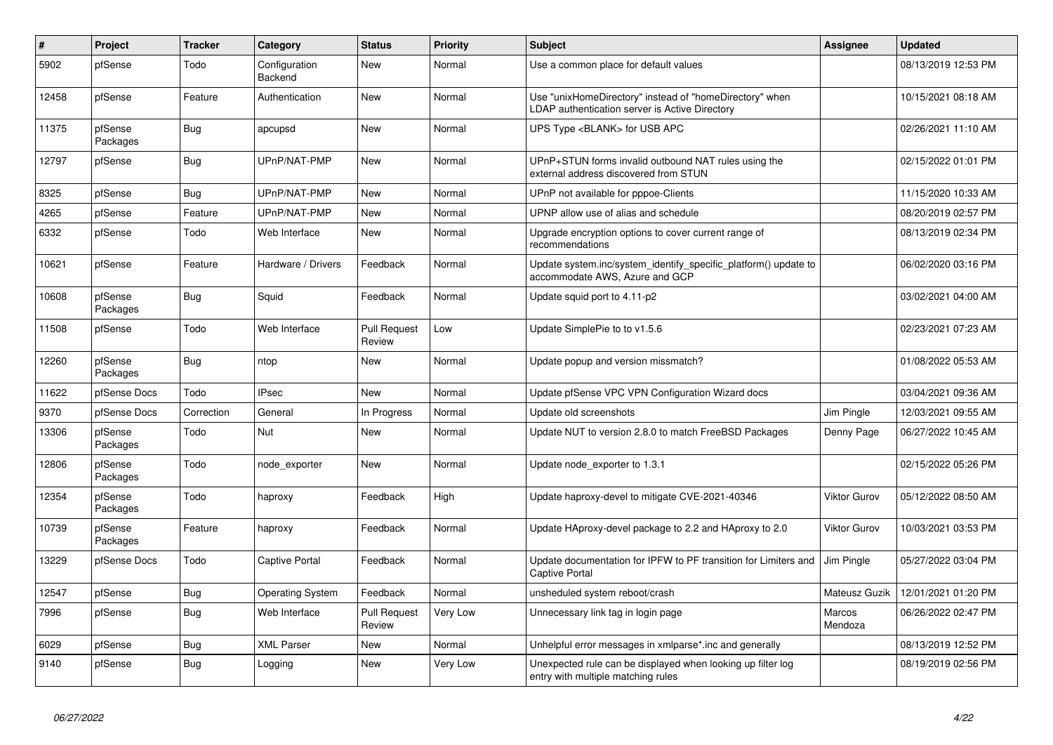| # | Project | Tracker | Category | Status | Priority | Subject | Assignee | Updated |
|---|---|---|---|---|---|---|---|---|
| 5902 | pfSense | Todo | Configuration Backend | New | Normal | Use a common place for default values | | 08/13/2019 12:53 PM |
| 12458 | pfSense | Feature | Authentication | New | Normal | Use "unixHomeDirectory" instead of "homeDirectory" when LDAP authentication server is Active Directory | | 10/15/2021 08:18 AM |
| 11375 | pfSense Packages | Bug | apcupsd | New | Normal | UPS Type <BLANK> for USB APC | | 02/26/2021 11:10 AM |
| 12797 | pfSense | Bug | UPnP/NAT-PMP | New | Normal | UPnP+STUN forms invalid outbound NAT rules using the external address discovered from STUN | | 02/15/2022 01:01 PM |
| 8325 | pfSense | Bug | UPnP/NAT-PMP | New | Normal | UPnP not available for pppoe-Clients | | 11/15/2020 10:33 AM |
| 4265 | pfSense | Feature | UPnP/NAT-PMP | New | Normal | UPNP allow use of alias and schedule | | 08/20/2019 02:57 PM |
| 6332 | pfSense | Todo | Web Interface | New | Normal | Upgrade encryption options to cover current range of recommendations | | 08/13/2019 02:34 PM |
| 10621 | pfSense | Feature | Hardware / Drivers | Feedback | Normal | Update system.inc/system_identify_specific_platform() update to accommodate AWS, Azure and GCP | | 06/02/2020 03:16 PM |
| 10608 | pfSense Packages | Bug | Squid | Feedback | Normal | Update squid port to 4.11-p2 | | 03/02/2021 04:00 AM |
| 11508 | pfSense | Todo | Web Interface | Pull Request Review | Low | Update SimplePie to to v1.5.6 | | 02/23/2021 07:23 AM |
| 12260 | pfSense Packages | Bug | ntop | New | Normal | Update popup and version missmatch? | | 01/08/2022 05:53 AM |
| 11622 | pfSense Docs | Todo | IPsec | New | Normal | Update pfSense VPC VPN Configuration Wizard docs | | 03/04/2021 09:36 AM |
| 9370 | pfSense Docs | Correction | General | In Progress | Normal | Update old screenshots | Jim Pingle | 12/03/2021 09:55 AM |
| 13306 | pfSense Packages | Todo | Nut | New | Normal | Update NUT to version 2.8.0 to match FreeBSD Packages | Denny Page | 06/27/2022 10:45 AM |
| 12806 | pfSense Packages | Todo | node_exporter | New | Normal | Update node_exporter to 1.3.1 | | 02/15/2022 05:26 PM |
| 12354 | pfSense Packages | Todo | haproxy | Feedback | High | Update haproxy-devel to mitigate CVE-2021-40346 | Viktor Gurov | 05/12/2022 08:50 AM |
| 10739 | pfSense Packages | Feature | haproxy | Feedback | Normal | Update HAproxy-devel package to 2.2 and HAproxy to 2.0 | Viktor Gurov | 10/03/2021 03:53 PM |
| 13229 | pfSense Docs | Todo | Captive Portal | Feedback | Normal | Update documentation for IPFW to PF transition for Limiters and Captive Portal | Jim Pingle | 05/27/2022 03:04 PM |
| 12547 | pfSense | Bug | Operating System | Feedback | Normal | unsheduled system reboot/crash | Mateusz Guzik | 12/01/2021 01:20 PM |
| 7996 | pfSense | Bug | Web Interface | Pull Request Review | Very Low | Unnecessary link tag in login page | Marcos Mendoza | 06/26/2022 02:47 PM |
| 6029 | pfSense | Bug | XML Parser | New | Normal | Unhelpful error messages in xmlparse*.inc and generally | | 08/13/2019 12:52 PM |
| 9140 | pfSense | Bug | Logging | New | Very Low | Unexpected rule can be displayed when looking up filter log entry with multiple matching rules | | 08/19/2019 02:56 PM |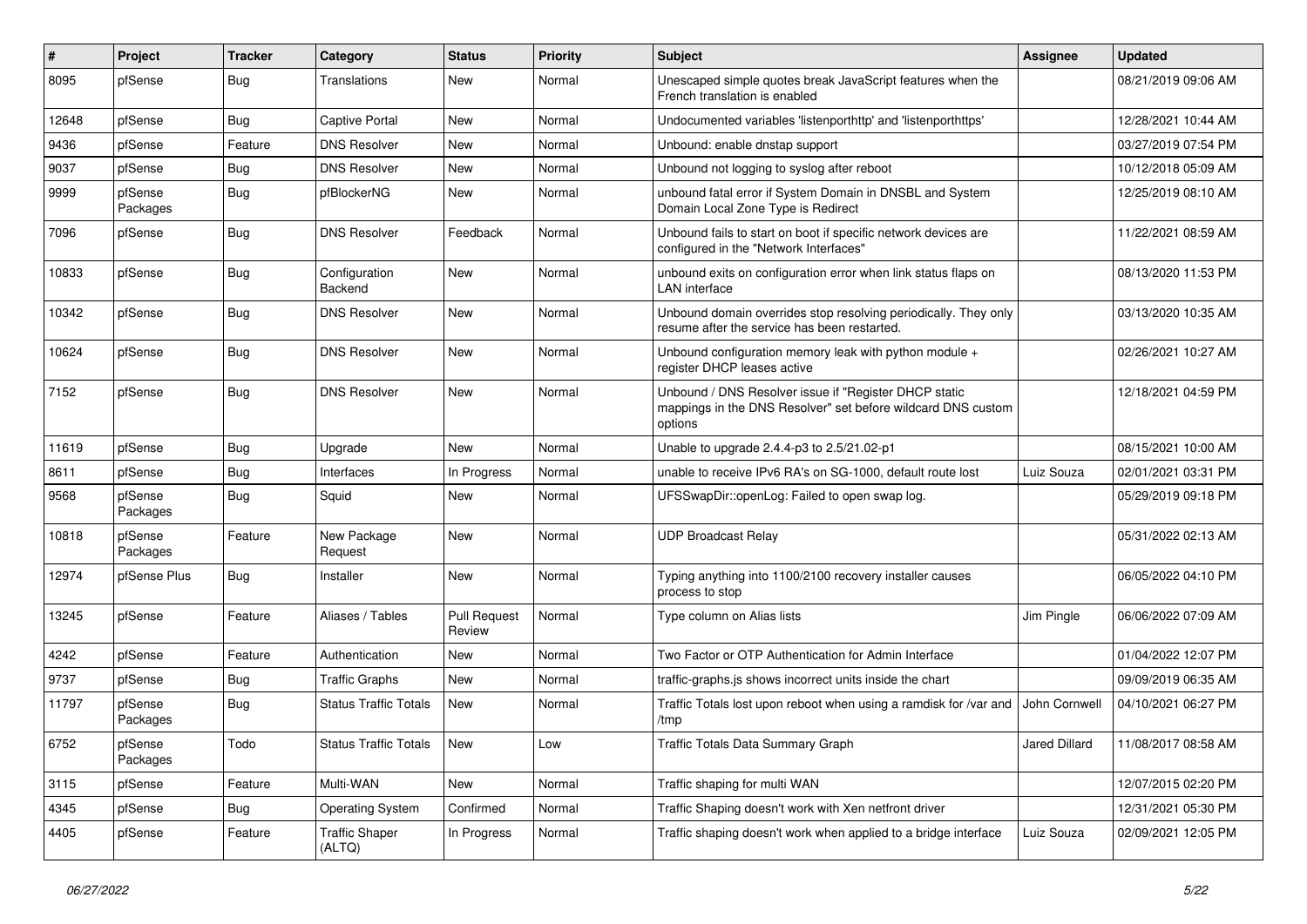| # | Project | Tracker | Category | Status | Priority | Subject | Assignee | Updated |
|---|---|---|---|---|---|---|---|---|
| 8095 | pfSense | Bug | Translations | New | Normal | Unescaped simple quotes break JavaScript features when the French translation is enabled | | 08/21/2019 09:06 AM |
| 12648 | pfSense | Bug | Captive Portal | New | Normal | Undocumented variables 'listenporthttp' and 'listenporthttps' | | 12/28/2021 10:44 AM |
| 9436 | pfSense | Feature | DNS Resolver | New | Normal | Unbound: enable dnstap support | | 03/27/2019 07:54 PM |
| 9037 | pfSense | Bug | DNS Resolver | New | Normal | Unbound not logging to syslog after reboot | | 10/12/2018 05:09 AM |
| 9999 | pfSense Packages | Bug | pfBlockerNG | New | Normal | unbound fatal error if System Domain in DNSBL and System Domain Local Zone Type is Redirect | | 12/25/2019 08:10 AM |
| 7096 | pfSense | Bug | DNS Resolver | Feedback | Normal | Unbound fails to start on boot if specific network devices are configured in the "Network Interfaces" | | 11/22/2021 08:59 AM |
| 10833 | pfSense | Bug | Configuration Backend | New | Normal | unbound exits on configuration error when link status flaps on LAN interface | | 08/13/2020 11:53 PM |
| 10342 | pfSense | Bug | DNS Resolver | New | Normal | Unbound domain overrides stop resolving periodically. They only resume after the service has been restarted. | | 03/13/2020 10:35 AM |
| 10624 | pfSense | Bug | DNS Resolver | New | Normal | Unbound configuration memory leak with python module + register DHCP leases active | | 02/26/2021 10:27 AM |
| 7152 | pfSense | Bug | DNS Resolver | New | Normal | Unbound / DNS Resolver issue if "Register DHCP static mappings in the DNS Resolver" set before wildcard DNS custom options | | 12/18/2021 04:59 PM |
| 11619 | pfSense | Bug | Upgrade | New | Normal | Unable to upgrade 2.4.4-p3 to 2.5/21.02-p1 | | 08/15/2021 10:00 AM |
| 8611 | pfSense | Bug | Interfaces | In Progress | Normal | unable to receive IPv6 RA's on SG-1000, default route lost | Luiz Souza | 02/01/2021 03:31 PM |
| 9568 | pfSense Packages | Bug | Squid | New | Normal | UFSSwapDir::openLog: Failed to open swap log. | | 05/29/2019 09:18 PM |
| 10818 | pfSense Packages | Feature | New Package Request | New | Normal | UDP Broadcast Relay | | 05/31/2022 02:13 AM |
| 12974 | pfSense Plus | Bug | Installer | New | Normal | Typing anything into 1100/2100 recovery installer causes process to stop | | 06/05/2022 04:10 PM |
| 13245 | pfSense | Feature | Aliases / Tables | Pull Request Review | Normal | Type column on Alias lists | Jim Pingle | 06/06/2022 07:09 AM |
| 4242 | pfSense | Feature | Authentication | New | Normal | Two Factor or OTP Authentication for Admin Interface | | 01/04/2022 12:07 PM |
| 9737 | pfSense | Bug | Traffic Graphs | New | Normal | traffic-graphs.js shows incorrect units inside the chart | | 09/09/2019 06:35 AM |
| 11797 | pfSense Packages | Bug | Status Traffic Totals | New | Normal | Traffic Totals lost upon reboot when using a ramdisk for /var and /tmp | John Cornwell | 04/10/2021 06:27 PM |
| 6752 | pfSense Packages | Todo | Status Traffic Totals | New | Low | Traffic Totals Data Summary Graph | Jared Dillard | 11/08/2017 08:58 AM |
| 3115 | pfSense | Feature | Multi-WAN | New | Normal | Traffic shaping for multi WAN | | 12/07/2015 02:20 PM |
| 4345 | pfSense | Bug | Operating System | Confirmed | Normal | Traffic Shaping doesn't work with Xen netfront driver | | 12/31/2021 05:30 PM |
| 4405 | pfSense | Feature | Traffic Shaper (ALTQ) | In Progress | Normal | Traffic shaping doesn't work when applied to a bridge interface | Luiz Souza | 02/09/2021 12:05 PM |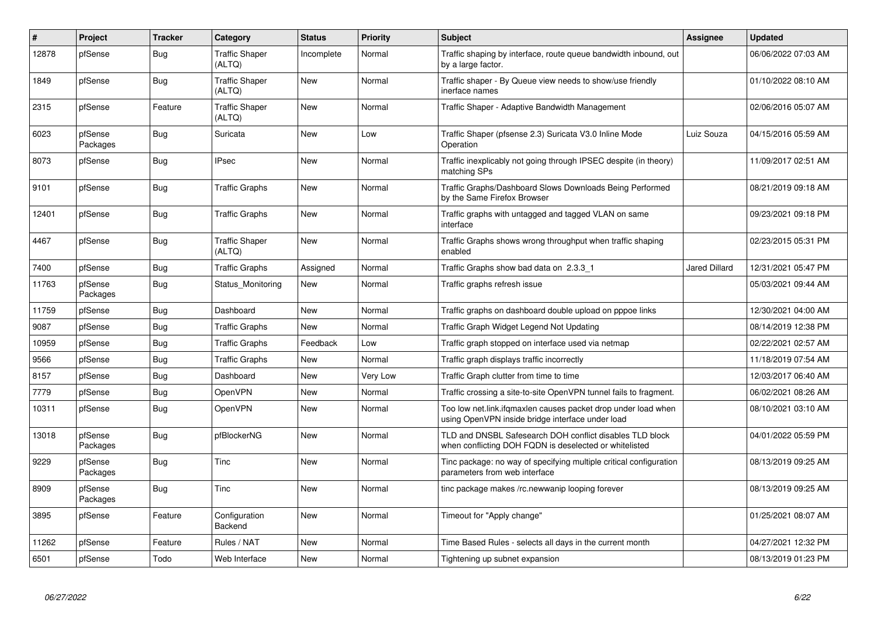| # | Project | Tracker | Category | Status | Priority | Subject | Assignee | Updated |
|---|---|---|---|---|---|---|---|---|
| 12878 | pfSense | Bug | Traffic Shaper (ALTQ) | Incomplete | Normal | Traffic shaping by interface, route queue bandwidth inbound, out by a large factor. | | 06/06/2022 07:03 AM |
| 1849 | pfSense | Bug | Traffic Shaper (ALTQ) | New | Normal | Traffic shaper - By Queue view needs to show/use friendly inerface names | | 01/10/2022 08:10 AM |
| 2315 | pfSense | Feature | Traffic Shaper (ALTQ) | New | Normal | Traffic Shaper - Adaptive Bandwidth Management | | 02/06/2016 05:07 AM |
| 6023 | pfSense Packages | Bug | Suricata | New | Low | Traffic Shaper (pfsense 2.3) Suricata V3.0 Inline Mode Operation | Luiz Souza | 04/15/2016 05:59 AM |
| 8073 | pfSense | Bug | IPsec | New | Normal | Traffic inexplicably not going through IPSEC despite (in theory) matching SPs | | 11/09/2017 02:51 AM |
| 9101 | pfSense | Bug | Traffic Graphs | New | Normal | Traffic Graphs/Dashboard Slows Downloads Being Performed by the Same Firefox Browser | | 08/21/2019 09:18 AM |
| 12401 | pfSense | Bug | Traffic Graphs | New | Normal | Traffic graphs with untagged and tagged VLAN on same interface | | 09/23/2021 09:18 PM |
| 4467 | pfSense | Bug | Traffic Shaper (ALTQ) | New | Normal | Traffic Graphs shows wrong throughput when traffic shaping enabled | | 02/23/2015 05:31 PM |
| 7400 | pfSense | Bug | Traffic Graphs | Assigned | Normal | Traffic Graphs show bad data on 2.3.3_1 | Jared Dillard | 12/31/2021 05:47 PM |
| 11763 | pfSense Packages | Bug | Status_Monitoring | New | Normal | Traffic graphs refresh issue | | 05/03/2021 09:44 AM |
| 11759 | pfSense | Bug | Dashboard | New | Normal | Traffic graphs on dashboard double upload on pppoe links | | 12/30/2021 04:00 AM |
| 9087 | pfSense | Bug | Traffic Graphs | New | Normal | Traffic Graph Widget Legend Not Updating | | 08/14/2019 12:38 PM |
| 10959 | pfSense | Bug | Traffic Graphs | Feedback | Low | Traffic graph stopped on interface used via netmap | | 02/22/2021 02:57 AM |
| 9566 | pfSense | Bug | Traffic Graphs | New | Normal | Traffic graph displays traffic incorrectly | | 11/18/2019 07:54 AM |
| 8157 | pfSense | Bug | Dashboard | New | Very Low | Traffic Graph clutter from time to time | | 12/03/2017 06:40 AM |
| 7779 | pfSense | Bug | OpenVPN | New | Normal | Traffic crossing a site-to-site OpenVPN tunnel fails to fragment. | | 06/02/2021 08:26 AM |
| 10311 | pfSense | Bug | OpenVPN | New | Normal | Too low net.link.ifqmaxlen causes packet drop under load when using OpenVPN inside bridge interface under load | | 08/10/2021 03:10 AM |
| 13018 | pfSense Packages | Bug | pfBlockerNG | New | Normal | TLD and DNSBL Safesearch DOH conflict disables TLD block when conflicting DOH FQDN is deselected or whitelisted | | 04/01/2022 05:59 PM |
| 9229 | pfSense Packages | Bug | Tinc | New | Normal | Tinc package: no way of specifying multiple critical configuration parameters from web interface | | 08/13/2019 09:25 AM |
| 8909 | pfSense Packages | Bug | Tinc | New | Normal | tinc package makes /rc.newwanip looping forever | | 08/13/2019 09:25 AM |
| 3895 | pfSense | Feature | Configuration Backend | New | Normal | Timeout for "Apply change" | | 01/25/2021 08:07 AM |
| 11262 | pfSense | Feature | Rules / NAT | New | Normal | Time Based Rules - selects all days in the current month | | 04/27/2021 12:32 PM |
| 6501 | pfSense | Todo | Web Interface | New | Normal | Tightening up subnet expansion | | 08/13/2019 01:23 PM |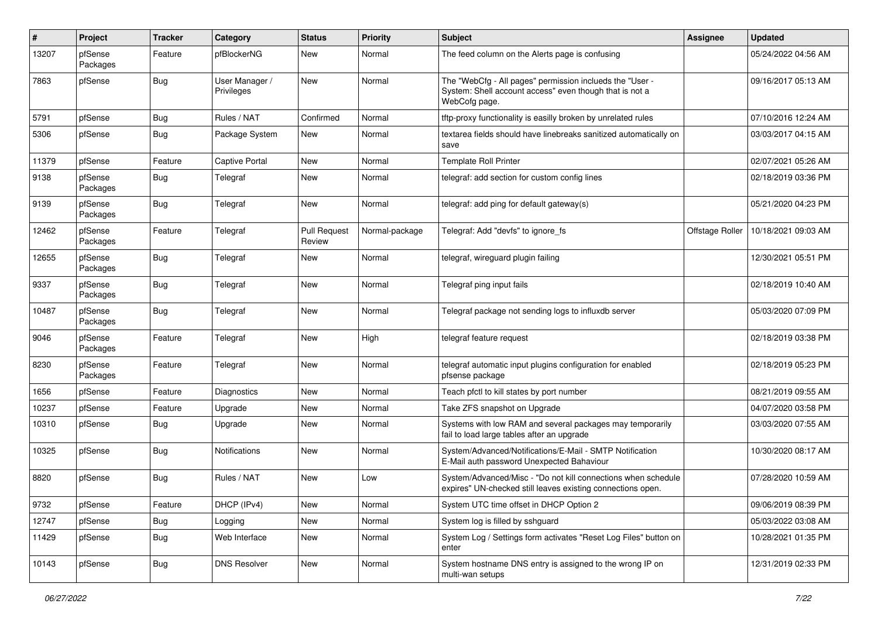| # | Project | Tracker | Category | Status | Priority | Subject | Assignee | Updated |
|---|---|---|---|---|---|---|---|---|
| 13207 | pfSense Packages | Feature | pfBlockerNG | New | Normal | The feed column on the Alerts page is confusing | | 05/24/2022 04:56 AM |
| 7863 | pfSense | Bug | User Manager / Privileges | New | Normal | The "WebCfg - All pages" permission inclueds the "User - System: Shell account access" even though that is not a WebCofg page. | | 09/16/2017 05:13 AM |
| 5791 | pfSense | Bug | Rules / NAT | Confirmed | Normal | tftp-proxy functionality is easilly broken by unrelated rules | | 07/10/2016 12:24 AM |
| 5306 | pfSense | Bug | Package System | New | Normal | textarea fields should have linebreaks sanitized automatically on save | | 03/03/2017 04:15 AM |
| 11379 | pfSense | Feature | Captive Portal | New | Normal | Template Roll Printer | | 02/07/2021 05:26 AM |
| 9138 | pfSense Packages | Bug | Telegraf | New | Normal | telegraf: add section for custom config lines | | 02/18/2019 03:36 PM |
| 9139 | pfSense Packages | Bug | Telegraf | New | Normal | telegraf: add ping for default gateway(s) | | 05/21/2020 04:23 PM |
| 12462 | pfSense Packages | Feature | Telegraf | Pull Request Review | Normal-package | Telegraf: Add "devfs" to ignore_fs | Offstage Roller | 10/18/2021 09:03 AM |
| 12655 | pfSense Packages | Bug | Telegraf | New | Normal | telegraf, wireguard plugin failing | | 12/30/2021 05:51 PM |
| 9337 | pfSense Packages | Bug | Telegraf | New | Normal | Telegraf ping input fails | | 02/18/2019 10:40 AM |
| 10487 | pfSense Packages | Bug | Telegraf | New | Normal | Telegraf package not sending logs to influxdb server | | 05/03/2020 07:09 PM |
| 9046 | pfSense Packages | Feature | Telegraf | New | High | telegraf feature request | | 02/18/2019 03:38 PM |
| 8230 | pfSense Packages | Feature | Telegraf | New | Normal | telegraf automatic input plugins configuration for enabled pfsense package | | 02/18/2019 05:23 PM |
| 1656 | pfSense | Feature | Diagnostics | New | Normal | Teach pfctl to kill states by port number | | 08/21/2019 09:55 AM |
| 10237 | pfSense | Feature | Upgrade | New | Normal | Take ZFS snapshot on Upgrade | | 04/07/2020 03:58 PM |
| 10310 | pfSense | Bug | Upgrade | New | Normal | Systems with low RAM and several packages may temporarily fail to load large tables after an upgrade | | 03/03/2020 07:55 AM |
| 10325 | pfSense | Bug | Notifications | New | Normal | System/Advanced/Notifications/E-Mail - SMTP Notification E-Mail auth password Unexpected Bahaviour | | 10/30/2020 08:17 AM |
| 8820 | pfSense | Bug | Rules / NAT | New | Low | System/Advanced/Misc - "Do not kill connections when schedule expires" UN-checked still leaves existing connections open. | | 07/28/2020 10:59 AM |
| 9732 | pfSense | Feature | DHCP (IPv4) | New | Normal | System UTC time offset in DHCP Option 2 | | 09/06/2019 08:39 PM |
| 12747 | pfSense | Bug | Logging | New | Normal | System log is filled by sshguard | | 05/03/2022 03:08 AM |
| 11429 | pfSense | Bug | Web Interface | New | Normal | System Log / Settings form activates "Reset Log Files" button on enter | | 10/28/2021 01:35 PM |
| 10143 | pfSense | Bug | DNS Resolver | New | Normal | System hostname DNS entry is assigned to the wrong IP on multi-wan setups | | 12/31/2019 02:33 PM |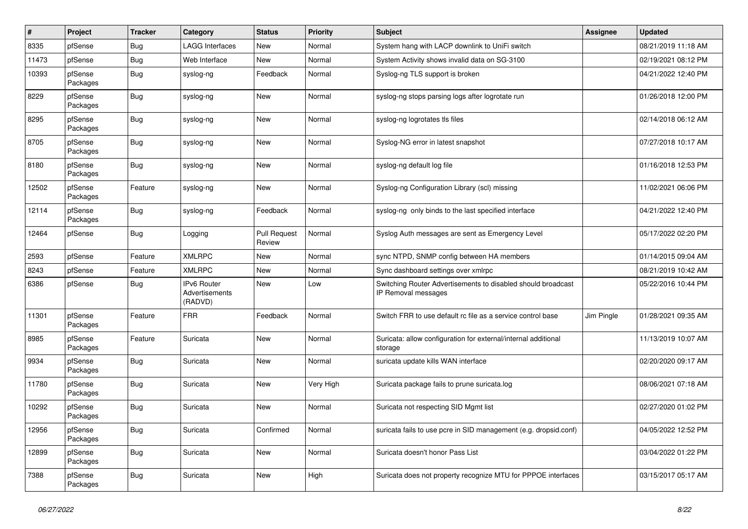| # | Project | Tracker | Category | Status | Priority | Subject | Assignee | Updated |
|---|---|---|---|---|---|---|---|---|
| 8335 | pfSense | Bug | LAGG Interfaces | New | Normal | System hang with LACP downlink to UniFi switch | | 08/21/2019 11:18 AM |
| 11473 | pfSense | Bug | Web Interface | New | Normal | System Activity shows invalid data on SG-3100 | | 02/19/2021 08:12 PM |
| 10393 | pfSense Packages | Bug | syslog-ng | Feedback | Normal | Syslog-ng TLS support is broken | | 04/21/2022 12:40 PM |
| 8229 | pfSense Packages | Bug | syslog-ng | New | Normal | syslog-ng stops parsing logs after logrotate run | | 01/26/2018 12:00 PM |
| 8295 | pfSense Packages | Bug | syslog-ng | New | Normal | syslog-ng logrotates tls files | | 02/14/2018 06:12 AM |
| 8705 | pfSense Packages | Bug | syslog-ng | New | Normal | Syslog-NG error in latest snapshot | | 07/27/2018 10:17 AM |
| 8180 | pfSense Packages | Bug | syslog-ng | New | Normal | syslog-ng default log file | | 01/16/2018 12:53 PM |
| 12502 | pfSense Packages | Feature | syslog-ng | New | Normal | Syslog-ng Configuration Library (scl) missing | | 11/02/2021 06:06 PM |
| 12114 | pfSense Packages | Bug | syslog-ng | Feedback | Normal | syslog-ng only binds to the last specified interface | | 04/21/2022 12:40 PM |
| 12464 | pfSense | Bug | Logging | Pull Request Review | Normal | Syslog Auth messages are sent as Emergency Level | | 05/17/2022 02:20 PM |
| 2593 | pfSense | Feature | XMLRPC | New | Normal | sync NTPD, SNMP config between HA members | | 01/14/2015 09:04 AM |
| 8243 | pfSense | Feature | XMLRPC | New | Normal | Sync dashboard settings over xmlrpc | | 08/21/2019 10:42 AM |
| 6386 | pfSense | Bug | IPv6 Router Advertisements (RADVD) | New | Low | Switching Router Advertisements to disabled should broadcast IP Removal messages | | 05/22/2016 10:44 PM |
| 11301 | pfSense Packages | Feature | FRR | Feedback | Normal | Switch FRR to use default rc file as a service control base | Jim Pingle | 01/28/2021 09:35 AM |
| 8985 | pfSense Packages | Feature | Suricata | New | Normal | Suricata: allow configuration for external/internal additional storage | | 11/13/2019 10:07 AM |
| 9934 | pfSense Packages | Bug | Suricata | New | Normal | suricata update kills WAN interface | | 02/20/2020 09:17 AM |
| 11780 | pfSense Packages | Bug | Suricata | New | Very High | Suricata package fails to prune suricata.log | | 08/06/2021 07:18 AM |
| 10292 | pfSense Packages | Bug | Suricata | New | Normal | Suricata not respecting SID Mgmt list | | 02/27/2020 01:02 PM |
| 12956 | pfSense Packages | Bug | Suricata | Confirmed | Normal | suricata fails to use pcre in SID management (e.g. dropsid.conf) | | 04/05/2022 12:52 PM |
| 12899 | pfSense Packages | Bug | Suricata | New | Normal | Suricata doesn't honor Pass List | | 03/04/2022 01:22 PM |
| 7388 | pfSense Packages | Bug | Suricata | New | High | Suricata does not property recognize MTU for PPPOE interfaces | | 03/15/2017 05:17 AM |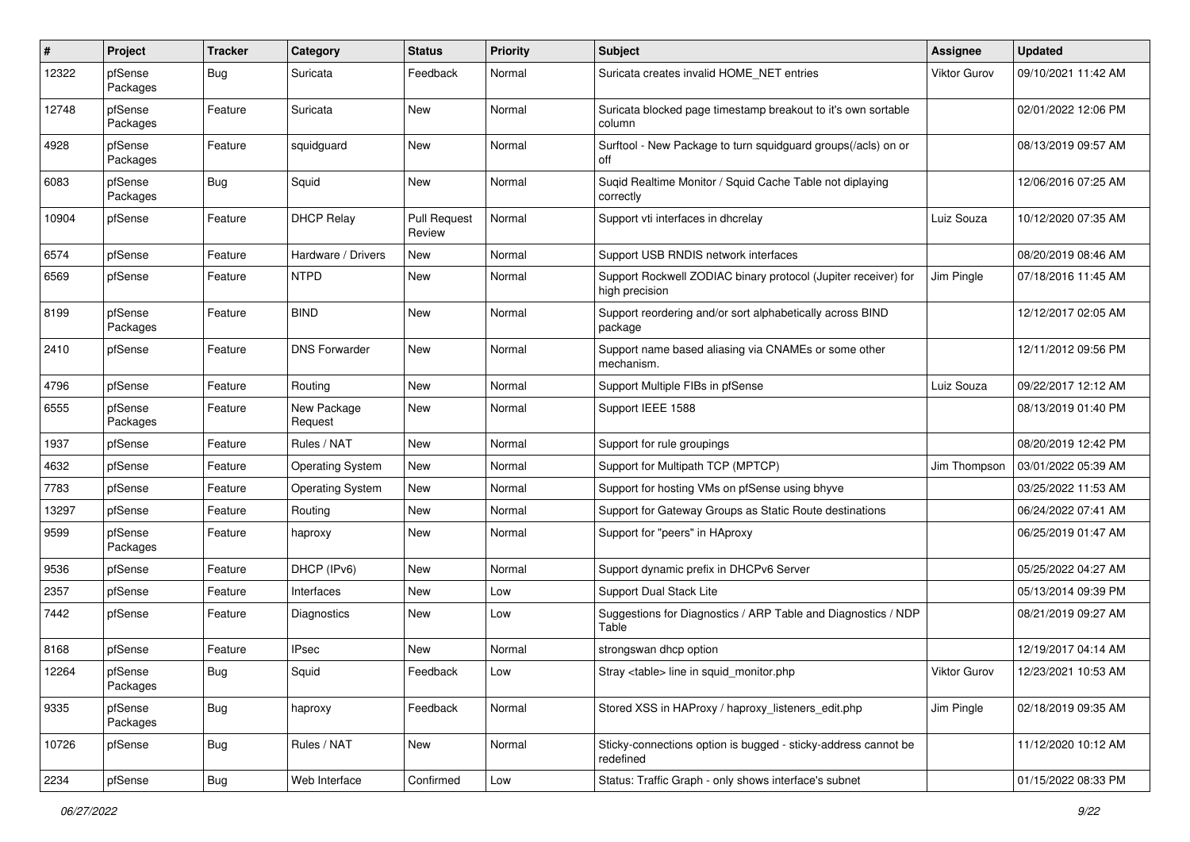| # | Project | Tracker | Category | Status | Priority | Subject | Assignee | Updated |
|---|---|---|---|---|---|---|---|---|
| 12322 | pfSense Packages | Bug | Suricata | Feedback | Normal | Suricata creates invalid HOME_NET entries | Viktor Gurov | 09/10/2021 11:42 AM |
| 12748 | pfSense Packages | Feature | Suricata | New | Normal | Suricata blocked page timestamp breakout to it's own sortable column | | 02/01/2022 12:06 PM |
| 4928 | pfSense Packages | Feature | squidguard | New | Normal | Surftool - New Package to turn squidguard groups(/acls) on or off | | 08/13/2019 09:57 AM |
| 6083 | pfSense Packages | Bug | Squid | New | Normal | Suqid Realtime Monitor / Squid Cache Table not diplaying correctly | | 12/06/2016 07:25 AM |
| 10904 | pfSense | Feature | DHCP Relay | Pull Request Review | Normal | Support vti interfaces in dhcrelay | Luiz Souza | 10/12/2020 07:35 AM |
| 6574 | pfSense | Feature | Hardware / Drivers | New | Normal | Support USB RNDIS network interfaces | | 08/20/2019 08:46 AM |
| 6569 | pfSense | Feature | NTPD | New | Normal | Support Rockwell ZODIAC binary protocol (Jupiter receiver) for high precision | Jim Pingle | 07/18/2016 11:45 AM |
| 8199 | pfSense Packages | Feature | BIND | New | Normal | Support reordering and/or sort alphabetically across BIND package | | 12/12/2017 02:05 AM |
| 2410 | pfSense | Feature | DNS Forwarder | New | Normal | Support name based aliasing via CNAMEs or some other mechanism. | | 12/11/2012 09:56 PM |
| 4796 | pfSense | Feature | Routing | New | Normal | Support Multiple FIBs in pfSense | Luiz Souza | 09/22/2017 12:12 AM |
| 6555 | pfSense Packages | Feature | New Package Request | New | Normal | Support IEEE 1588 | | 08/13/2019 01:40 PM |
| 1937 | pfSense | Feature | Rules / NAT | New | Normal | Support for rule groupings | | 08/20/2019 12:42 PM |
| 4632 | pfSense | Feature | Operating System | New | Normal | Support for Multipath TCP (MPTCP) | Jim Thompson | 03/01/2022 05:39 AM |
| 7783 | pfSense | Feature | Operating System | New | Normal | Support for hosting VMs on pfSense using bhyve | | 03/25/2022 11:53 AM |
| 13297 | pfSense | Feature | Routing | New | Normal | Support for Gateway Groups as Static Route destinations | | 06/24/2022 07:41 AM |
| 9599 | pfSense Packages | Feature | haproxy | New | Normal | Support for "peers" in HAproxy | | 06/25/2019 01:47 AM |
| 9536 | pfSense | Feature | DHCP (IPv6) | New | Normal | Support dynamic prefix in DHCPv6 Server | | 05/25/2022 04:27 AM |
| 2357 | pfSense | Feature | Interfaces | New | Low | Support Dual Stack Lite | | 05/13/2014 09:39 PM |
| 7442 | pfSense | Feature | Diagnostics | New | Low | Suggestions for Diagnostics / ARP Table and Diagnostics / NDP Table | | 08/21/2019 09:27 AM |
| 8168 | pfSense | Feature | IPsec | New | Normal | strongswan dhcp option | | 12/19/2017 04:14 AM |
| 12264 | pfSense Packages | Bug | Squid | Feedback | Low | Stray <table> line in squid_monitor.php | Viktor Gurov | 12/23/2021 10:53 AM |
| 9335 | pfSense Packages | Bug | haproxy | Feedback | Normal | Stored XSS in HAProxy / haproxy_listeners_edit.php | Jim Pingle | 02/18/2019 09:35 AM |
| 10726 | pfSense | Bug | Rules / NAT | New | Normal | Sticky-connections option is bugged - sticky-address cannot be redefined | | 11/12/2020 10:12 AM |
| 2234 | pfSense | Bug | Web Interface | Confirmed | Low | Status: Traffic Graph - only shows interface's subnet | | 01/15/2022 08:33 PM |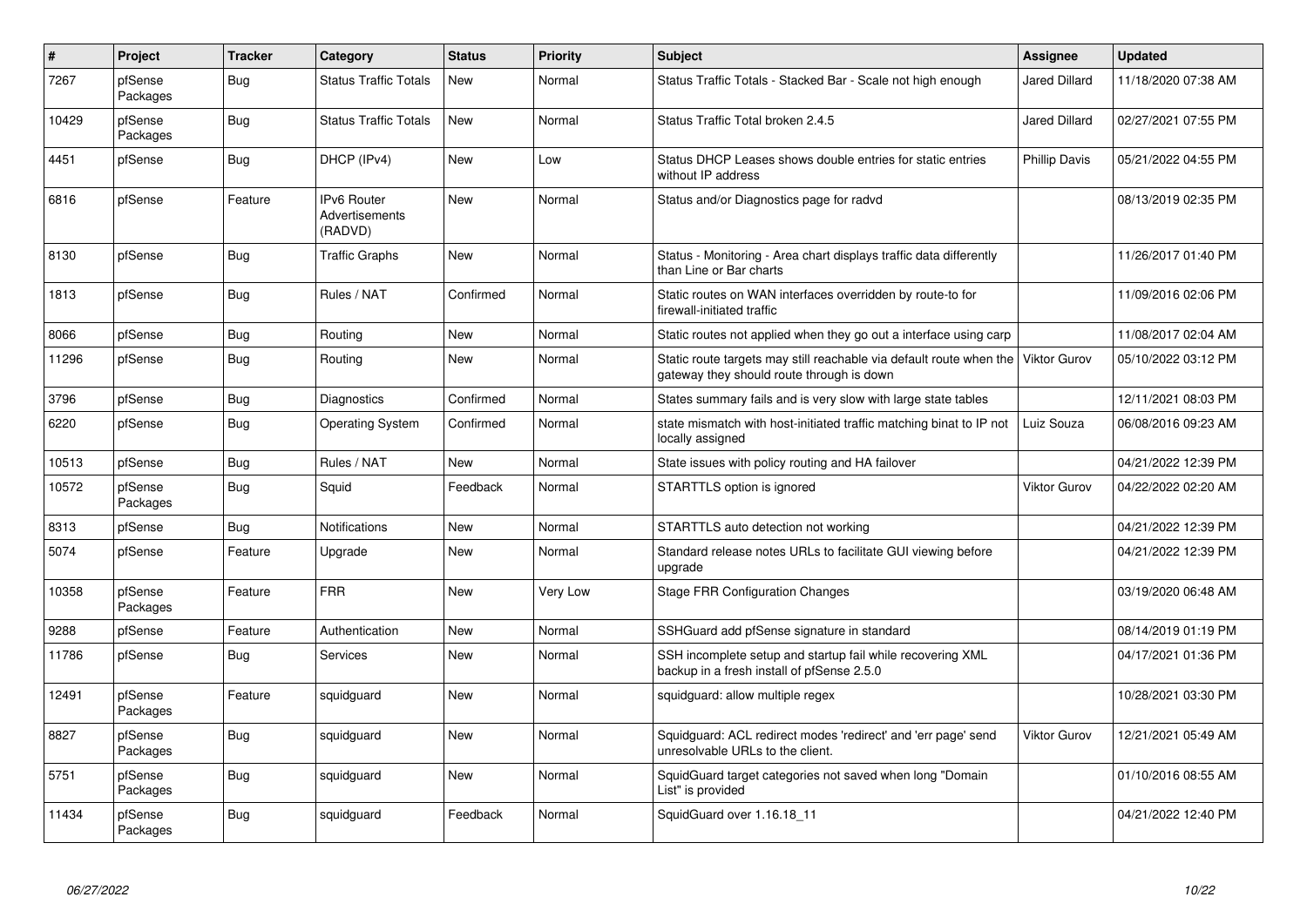| # | Project | Tracker | Category | Status | Priority | Subject | Assignee | Updated |
|---|---|---|---|---|---|---|---|---|
| 7267 | pfSense Packages | Bug | Status Traffic Totals | New | Normal | Status Traffic Totals - Stacked Bar - Scale not high enough | Jared Dillard | 11/18/2020 07:38 AM |
| 10429 | pfSense Packages | Bug | Status Traffic Totals | New | Normal | Status Traffic Total broken 2.4.5 | Jared Dillard | 02/27/2021 07:55 PM |
| 4451 | pfSense | Bug | DHCP (IPv4) | New | Low | Status DHCP Leases shows double entries for static entries without IP address | Phillip Davis | 05/21/2022 04:55 PM |
| 6816 | pfSense | Feature | IPv6 Router Advertisements (RADVD) | New | Normal | Status and/or Diagnostics page for radvd | | 08/13/2019 02:35 PM |
| 8130 | pfSense | Bug | Traffic Graphs | New | Normal | Status - Monitoring - Area chart displays traffic data differently than Line or Bar charts | | 11/26/2017 01:40 PM |
| 1813 | pfSense | Bug | Rules / NAT | Confirmed | Normal | Static routes on WAN interfaces overridden by route-to for firewall-initiated traffic | | 11/09/2016 02:06 PM |
| 8066 | pfSense | Bug | Routing | New | Normal | Static routes not applied when they go out a interface using carp | | 11/08/2017 02:04 AM |
| 11296 | pfSense | Bug | Routing | New | Normal | Static route targets may still reachable via default route when the gateway they should route through is down | Viktor Gurov | 05/10/2022 03:12 PM |
| 3796 | pfSense | Bug | Diagnostics | Confirmed | Normal | States summary fails and is very slow with large state tables | | 12/11/2021 08:03 PM |
| 6220 | pfSense | Bug | Operating System | Confirmed | Normal | state mismatch with host-initiated traffic matching binat to IP not locally assigned | Luiz Souza | 06/08/2016 09:23 AM |
| 10513 | pfSense | Bug | Rules / NAT | New | Normal | State issues with policy routing and HA failover | | 04/21/2022 12:39 PM |
| 10572 | pfSense Packages | Bug | Squid | Feedback | Normal | STARTTLS option is ignored | Viktor Gurov | 04/22/2022 02:20 AM |
| 8313 | pfSense | Bug | Notifications | New | Normal | STARTTLS auto detection not working | | 04/21/2022 12:39 PM |
| 5074 | pfSense | Feature | Upgrade | New | Normal | Standard release notes URLs to facilitate GUI viewing before upgrade | | 04/21/2022 12:39 PM |
| 10358 | pfSense Packages | Feature | FRR | New | Very Low | Stage FRR Configuration Changes | | 03/19/2020 06:48 AM |
| 9288 | pfSense | Feature | Authentication | New | Normal | SSHGuard add pfSense signature in standard | | 08/14/2019 01:19 PM |
| 11786 | pfSense | Bug | Services | New | Normal | SSH incomplete setup and startup fail while recovering XML backup in a fresh install of pfSense 2.5.0 | | 04/17/2021 01:36 PM |
| 12491 | pfSense Packages | Feature | squidguard | New | Normal | squidguard: allow multiple regex | | 10/28/2021 03:30 PM |
| 8827 | pfSense Packages | Bug | squidguard | New | Normal | Squidguard: ACL redirect modes 'redirect' and 'err page' send unresolvable URLs to the client. | Viktor Gurov | 12/21/2021 05:49 AM |
| 5751 | pfSense Packages | Bug | squidguard | New | Normal | SquidGuard target categories not saved when long "Domain List" is provided | | 01/10/2016 08:55 AM |
| 11434 | pfSense Packages | Bug | squidguard | Feedback | Normal | SquidGuard over 1.16.18_11 | | 04/21/2022 12:40 PM |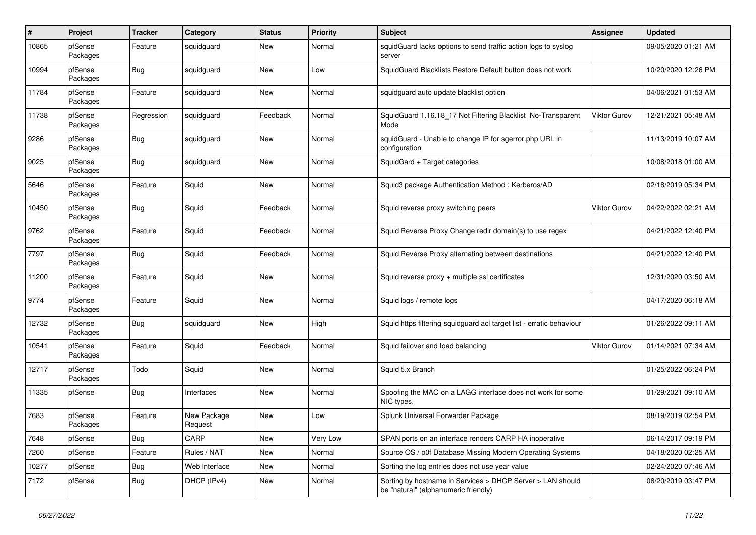| # | Project | Tracker | Category | Status | Priority | Subject | Assignee | Updated |
|---|---|---|---|---|---|---|---|---|
| 10865 | pfSense Packages | Feature | squidguard | New | Normal | squidGuard lacks options to send traffic action logs to syslog server | | 09/05/2020 01:21 AM |
| 10994 | pfSense Packages | Bug | squidguard | New | Low | SquidGuard Blacklists Restore Default button does not work | | 10/20/2020 12:26 PM |
| 11784 | pfSense Packages | Feature | squidguard | New | Normal | squidguard auto update blacklist option | | 04/06/2021 01:53 AM |
| 11738 | pfSense Packages | Regression | squidguard | Feedback | Normal | SquidGuard 1.16.18_17 Not Filtering Blacklist No-Transparent Mode | Viktor Gurov | 12/21/2021 05:48 AM |
| 9286 | pfSense Packages | Bug | squidguard | New | Normal | squidGuard - Unable to change IP for sgerror.php URL in configuration | | 11/13/2019 10:07 AM |
| 9025 | pfSense Packages | Bug | squidguard | New | Normal | SquidGard + Target categories | | 10/08/2018 01:00 AM |
| 5646 | pfSense Packages | Feature | Squid | New | Normal | Squid3 package Authentication Method : Kerberos/AD | | 02/18/2019 05:34 PM |
| 10450 | pfSense Packages | Bug | Squid | Feedback | Normal | Squid reverse proxy switching peers | Viktor Gurov | 04/22/2022 02:21 AM |
| 9762 | pfSense Packages | Feature | Squid | Feedback | Normal | Squid Reverse Proxy Change redir domain(s) to use regex | | 04/21/2022 12:40 PM |
| 7797 | pfSense Packages | Bug | Squid | Feedback | Normal | Squid Reverse Proxy alternating between destinations | | 04/21/2022 12:40 PM |
| 11200 | pfSense Packages | Feature | Squid | New | Normal | Squid reverse proxy + multiple ssl certificates | | 12/31/2020 03:50 AM |
| 9774 | pfSense Packages | Feature | Squid | New | Normal | Squid logs / remote logs | | 04/17/2020 06:18 AM |
| 12732 | pfSense Packages | Bug | squidguard | New | High | Squid https filtering squidguard acl target list - erratic behaviour | | 01/26/2022 09:11 AM |
| 10541 | pfSense Packages | Feature | Squid | Feedback | Normal | Squid failover and load balancing | Viktor Gurov | 01/14/2021 07:34 AM |
| 12717 | pfSense Packages | Todo | Squid | New | Normal | Squid 5.x Branch | | 01/25/2022 06:24 PM |
| 11335 | pfSense | Bug | Interfaces | New | Normal | Spoofing the MAC on a LAGG interface does not work for some NIC types. | | 01/29/2021 09:10 AM |
| 7683 | pfSense Packages | Feature | New Package Request | New | Low | Splunk Universal Forwarder Package | | 08/19/2019 02:54 PM |
| 7648 | pfSense | Bug | CARP | New | Very Low | SPAN ports on an interface renders CARP HA inoperative | | 06/14/2017 09:19 PM |
| 7260 | pfSense | Feature | Rules / NAT | New | Normal | Source OS / p0f Database Missing Modern Operating Systems | | 04/18/2020 02:25 AM |
| 10277 | pfSense | Bug | Web Interface | New | Normal | Sorting the log entries does not use year value | | 02/24/2020 07:46 AM |
| 7172 | pfSense | Bug | DHCP (IPv4) | New | Normal | Sorting by hostname in Services > DHCP Server > LAN should be "natural" (alphanumeric friendly) | | 08/20/2019 03:47 PM |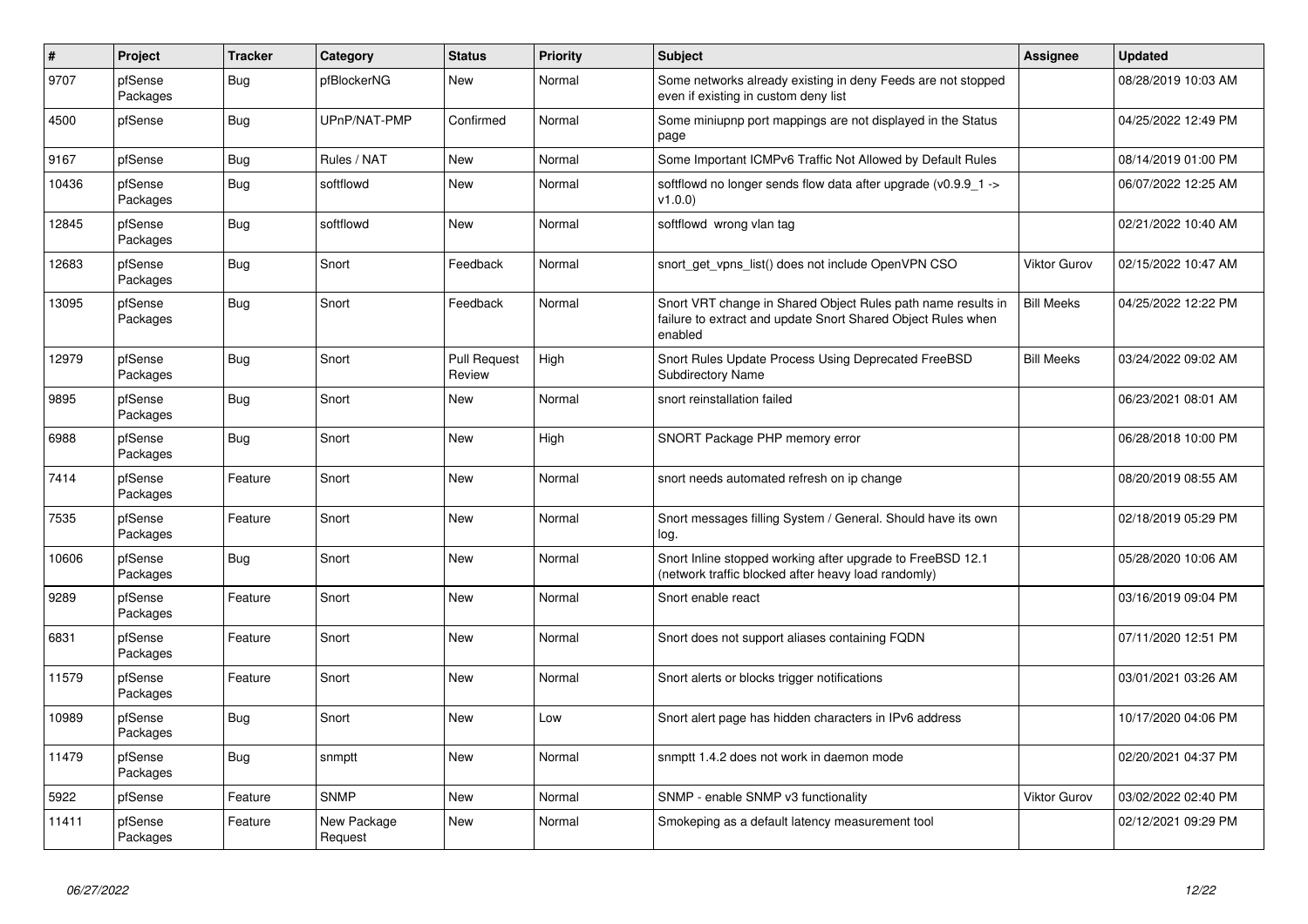| # | Project | Tracker | Category | Status | Priority | Subject | Assignee | Updated |
|---|---|---|---|---|---|---|---|---|
| 9707 | pfSense Packages | Bug | pfBlockerNG | New | Normal | Some networks already existing in deny Feeds are not stopped even if existing in custom deny list | | 08/28/2019 10:03 AM |
| 4500 | pfSense | Bug | UPnP/NAT-PMP | Confirmed | Normal | Some miniupnp port mappings are not displayed in the Status page | | 04/25/2022 12:49 PM |
| 9167 | pfSense | Bug | Rules / NAT | New | Normal | Some Important ICMPv6 Traffic Not Allowed by Default Rules | | 08/14/2019 01:00 PM |
| 10436 | pfSense Packages | Bug | softflowd | New | Normal | softflowd no longer sends flow data after upgrade (v0.9.9_1 -> v1.0.0) | | 06/07/2022 12:25 AM |
| 12845 | pfSense Packages | Bug | softflowd | New | Normal | softflowd wrong vlan tag | | 02/21/2022 10:40 AM |
| 12683 | pfSense Packages | Bug | Snort | Feedback | Normal | snort_get_vpns_list() does not include OpenVPN CSO | Viktor Gurov | 02/15/2022 10:47 AM |
| 13095 | pfSense Packages | Bug | Snort | Feedback | Normal | Snort VRT change in Shared Object Rules path name results in failure to extract and update Snort Shared Object Rules when enabled | Bill Meeks | 04/25/2022 12:22 PM |
| 12979 | pfSense Packages | Bug | Snort | Pull Request Review | High | Snort Rules Update Process Using Deprecated FreeBSD Subdirectory Name | Bill Meeks | 03/24/2022 09:02 AM |
| 9895 | pfSense Packages | Bug | Snort | New | Normal | snort reinstallation failed | | 06/23/2021 08:01 AM |
| 6988 | pfSense Packages | Bug | Snort | New | High | SNORT Package PHP memory error | | 06/28/2018 10:00 PM |
| 7414 | pfSense Packages | Feature | Snort | New | Normal | snort needs automated refresh on ip change | | 08/20/2019 08:55 AM |
| 7535 | pfSense Packages | Feature | Snort | New | Normal | Snort messages filling System / General. Should have its own log. | | 02/18/2019 05:29 PM |
| 10606 | pfSense Packages | Bug | Snort | New | Normal | Snort Inline stopped working after upgrade to FreeBSD 12.1 (network traffic blocked after heavy load randomly) | | 05/28/2020 10:06 AM |
| 9289 | pfSense Packages | Feature | Snort | New | Normal | Snort enable react | | 03/16/2019 09:04 PM |
| 6831 | pfSense Packages | Feature | Snort | New | Normal | Snort does not support aliases containing FQDN | | 07/11/2020 12:51 PM |
| 11579 | pfSense Packages | Feature | Snort | New | Normal | Snort alerts or blocks trigger notifications | | 03/01/2021 03:26 AM |
| 10989 | pfSense Packages | Bug | Snort | New | Low | Snort alert page has hidden characters in IPv6 address | | 10/17/2020 04:06 PM |
| 11479 | pfSense Packages | Bug | snmptt | New | Normal | snmptt 1.4.2 does not work in daemon mode | | 02/20/2021 04:37 PM |
| 5922 | pfSense | Feature | SNMP | New | Normal | SNMP - enable SNMP v3 functionality | Viktor Gurov | 03/02/2022 02:40 PM |
| 11411 | pfSense Packages | Feature | New Package Request | New | Normal | Smokeping as a default latency measurement tool | | 02/12/2021 09:29 PM |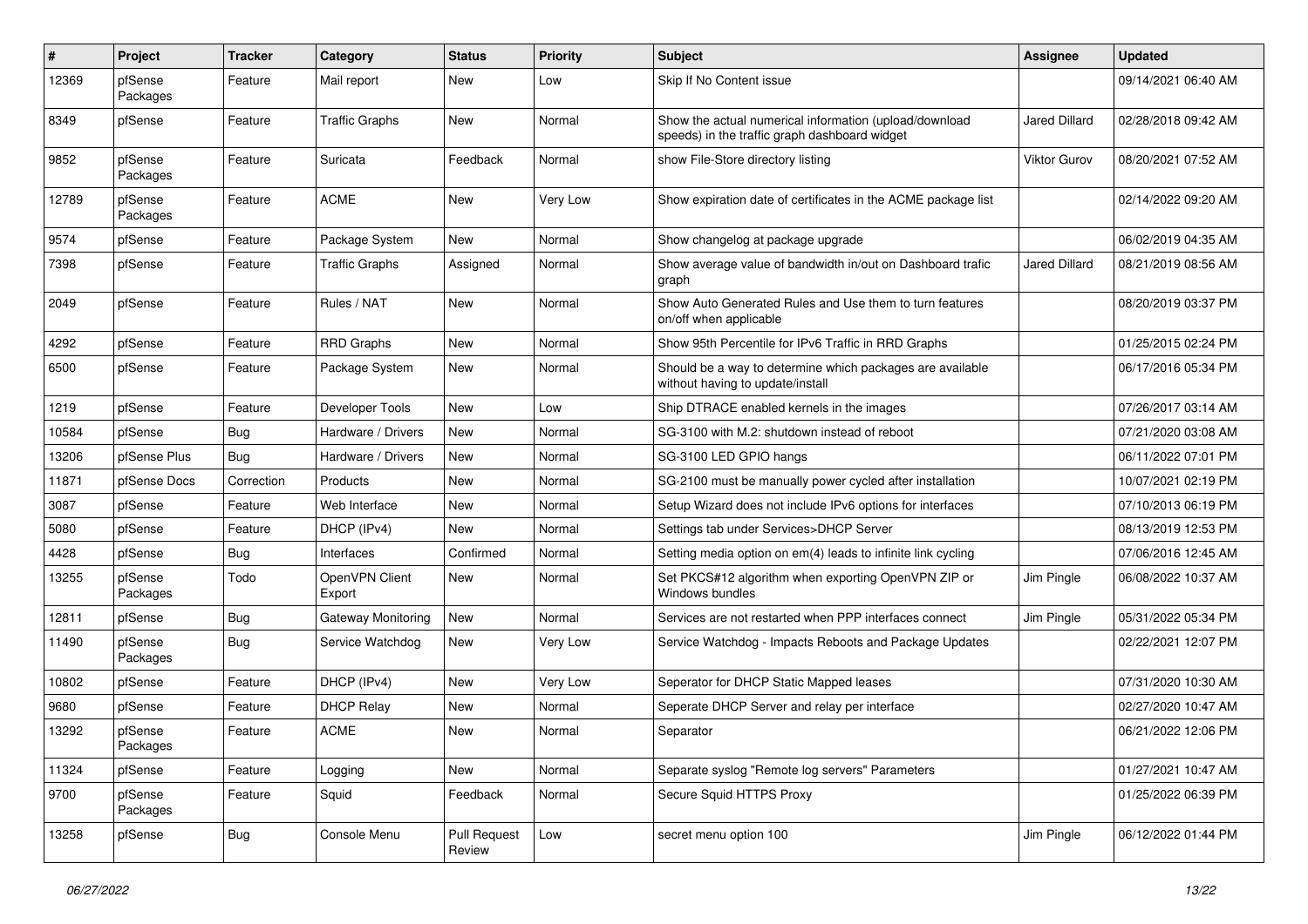| # | Project | Tracker | Category | Status | Priority | Subject | Assignee | Updated |
|---|---|---|---|---|---|---|---|---|
| 12369 | pfSense Packages | Feature | Mail report | New | Low | Skip If No Content issue | | 09/14/2021 06:40 AM |
| 8349 | pfSense | Feature | Traffic Graphs | New | Normal | Show the actual numerical information (upload/download speeds) in the traffic graph dashboard widget | Jared Dillard | 02/28/2018 09:42 AM |
| 9852 | pfSense Packages | Feature | Suricata | Feedback | Normal | show File-Store directory listing | Viktor Gurov | 08/20/2021 07:52 AM |
| 12789 | pfSense Packages | Feature | ACME | New | Very Low | Show expiration date of certificates in the ACME package list | | 02/14/2022 09:20 AM |
| 9574 | pfSense | Feature | Package System | New | Normal | Show changelog at package upgrade | | 06/02/2019 04:35 AM |
| 7398 | pfSense | Feature | Traffic Graphs | Assigned | Normal | Show average value of bandwidth in/out on Dashboard trafic graph | Jared Dillard | 08/21/2019 08:56 AM |
| 2049 | pfSense | Feature | Rules / NAT | New | Normal | Show Auto Generated Rules and Use them to turn features on/off when applicable | | 08/20/2019 03:37 PM |
| 4292 | pfSense | Feature | RRD Graphs | New | Normal | Show 95th Percentile for IPv6 Traffic in RRD Graphs | | 01/25/2015 02:24 PM |
| 6500 | pfSense | Feature | Package System | New | Normal | Should be a way to determine which packages are available without having to update/install | | 06/17/2016 05:34 PM |
| 1219 | pfSense | Feature | Developer Tools | New | Low | Ship DTRACE enabled kernels in the images | | 07/26/2017 03:14 AM |
| 10584 | pfSense | Bug | Hardware / Drivers | New | Normal | SG-3100 with M.2: shutdown instead of reboot | | 07/21/2020 03:08 AM |
| 13206 | pfSense Plus | Bug | Hardware / Drivers | New | Normal | SG-3100 LED GPIO hangs | | 06/11/2022 07:01 PM |
| 11871 | pfSense Docs | Correction | Products | New | Normal | SG-2100 must be manually power cycled after installation | | 10/07/2021 02:19 PM |
| 3087 | pfSense | Feature | Web Interface | New | Normal | Setup Wizard does not include IPv6 options for interfaces | | 07/10/2013 06:19 PM |
| 5080 | pfSense | Feature | DHCP (IPv4) | New | Normal | Settings tab under Services>DHCP Server | | 08/13/2019 12:53 PM |
| 4428 | pfSense | Bug | Interfaces | Confirmed | Normal | Setting media option on em(4) leads to infinite link cycling | | 07/06/2016 12:45 AM |
| 13255 | pfSense Packages | Todo | OpenVPN Client Export | New | Normal | Set PKCS#12 algorithm when exporting OpenVPN ZIP or Windows bundles | Jim Pingle | 06/08/2022 10:37 AM |
| 12811 | pfSense | Bug | Gateway Monitoring | New | Normal | Services are not restarted when PPP interfaces connect | Jim Pingle | 05/31/2022 05:34 PM |
| 11490 | pfSense Packages | Bug | Service Watchdog | New | Very Low | Service Watchdog - Impacts Reboots and Package Updates | | 02/22/2021 12:07 PM |
| 10802 | pfSense | Feature | DHCP (IPv4) | New | Very Low | Seperator for DHCP Static Mapped leases | | 07/31/2020 10:30 AM |
| 9680 | pfSense | Feature | DHCP Relay | New | Normal | Seperate DHCP Server and relay per interface | | 02/27/2020 10:47 AM |
| 13292 | pfSense Packages | Feature | ACME | New | Normal | Separator | | 06/21/2022 12:06 PM |
| 11324 | pfSense | Feature | Logging | New | Normal | Separate syslog "Remote log servers" Parameters | | 01/27/2021 10:47 AM |
| 9700 | pfSense Packages | Feature | Squid | Feedback | Normal | Secure Squid HTTPS Proxy | | 01/25/2022 06:39 PM |
| 13258 | pfSense | Bug | Console Menu | Pull Request Review | Low | secret menu option 100 | Jim Pingle | 06/12/2022 01:44 PM |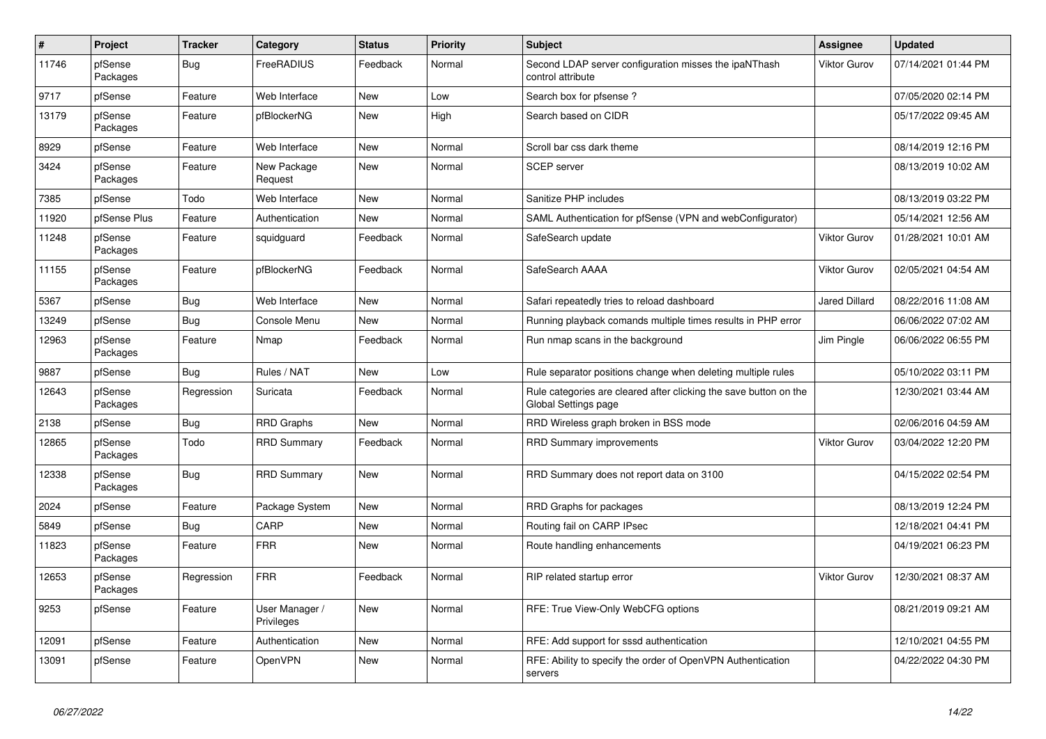| # | Project | Tracker | Category | Status | Priority | Subject | Assignee | Updated |
|---|---|---|---|---|---|---|---|---|
| 11746 | pfSense Packages | Bug | FreeRADIUS | Feedback | Normal | Second LDAP server configuration misses the ipaNThash control attribute | Viktor Gurov | 07/14/2021 01:44 PM |
| 9717 | pfSense | Feature | Web Interface | New | Low | Search box for pfsense ? | | 07/05/2020 02:14 PM |
| 13179 | pfSense Packages | Feature | pfBlockerNG | New | High | Search based on CIDR | | 05/17/2022 09:45 AM |
| 8929 | pfSense | Feature | Web Interface | New | Normal | Scroll bar css dark theme | | 08/14/2019 12:16 PM |
| 3424 | pfSense Packages | Feature | New Package Request | New | Normal | SCEP server | | 08/13/2019 10:02 AM |
| 7385 | pfSense | Todo | Web Interface | New | Normal | Sanitize PHP includes | | 08/13/2019 03:22 PM |
| 11920 | pfSense Plus | Feature | Authentication | New | Normal | SAML Authentication for pfSense (VPN and webConfigurator) | | 05/14/2021 12:56 AM |
| 11248 | pfSense Packages | Feature | squidguard | Feedback | Normal | SafeSearch update | Viktor Gurov | 01/28/2021 10:01 AM |
| 11155 | pfSense Packages | Feature | pfBlockerNG | Feedback | Normal | SafeSearch AAAA | Viktor Gurov | 02/05/2021 04:54 AM |
| 5367 | pfSense | Bug | Web Interface | New | Normal | Safari repeatedly tries to reload dashboard | Jared Dillard | 08/22/2016 11:08 AM |
| 13249 | pfSense | Bug | Console Menu | New | Normal | Running playback comands multiple times results in PHP error | | 06/06/2022 07:02 AM |
| 12963 | pfSense Packages | Feature | Nmap | Feedback | Normal | Run nmap scans in the background | Jim Pingle | 06/06/2022 06:55 PM |
| 9887 | pfSense | Bug | Rules / NAT | New | Low | Rule separator positions change when deleting multiple rules | | 05/10/2022 03:11 PM |
| 12643 | pfSense Packages | Regression | Suricata | Feedback | Normal | Rule categories are cleared after clicking the save button on the Global Settings page | | 12/30/2021 03:44 AM |
| 2138 | pfSense | Bug | RRD Graphs | New | Normal | RRD Wireless graph broken in BSS mode | | 02/06/2016 04:59 AM |
| 12865 | pfSense Packages | Todo | RRD Summary | Feedback | Normal | RRD Summary improvements | Viktor Gurov | 03/04/2022 12:20 PM |
| 12338 | pfSense Packages | Bug | RRD Summary | New | Normal | RRD Summary does not report data on 3100 | | 04/15/2022 02:54 PM |
| 2024 | pfSense | Feature | Package System | New | Normal | RRD Graphs for packages | | 08/13/2019 12:24 PM |
| 5849 | pfSense | Bug | CARP | New | Normal | Routing fail on CARP IPsec | | 12/18/2021 04:41 PM |
| 11823 | pfSense Packages | Feature | FRR | New | Normal | Route handling enhancements | | 04/19/2021 06:23 PM |
| 12653 | pfSense Packages | Regression | FRR | Feedback | Normal | RIP related startup error | Viktor Gurov | 12/30/2021 08:37 AM |
| 9253 | pfSense | Feature | User Manager / Privileges | New | Normal | RFE: True View-Only WebCFG options | | 08/21/2019 09:21 AM |
| 12091 | pfSense | Feature | Authentication | New | Normal | RFE: Add support for sssd authentication | | 12/10/2021 04:55 PM |
| 13091 | pfSense | Feature | OpenVPN | New | Normal | RFE: Ability to specify the order of OpenVPN Authentication servers | | 04/22/2022 04:30 PM |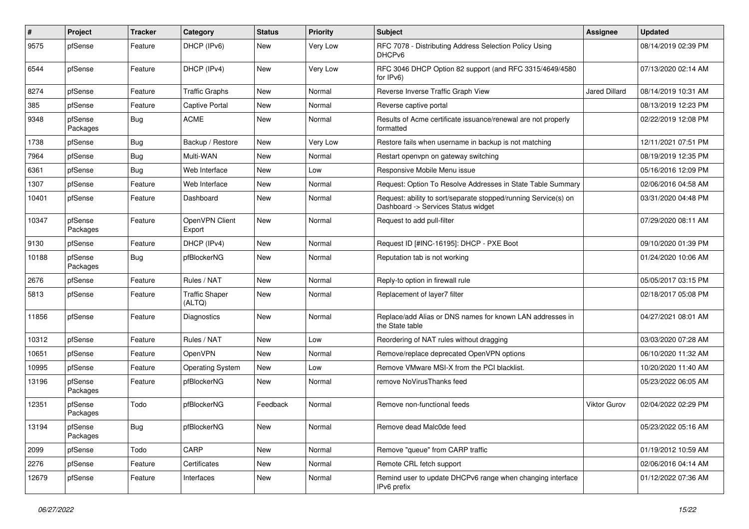| # | Project | Tracker | Category | Status | Priority | Subject | Assignee | Updated |
|---|---|---|---|---|---|---|---|---|
| 9575 | pfSense | Feature | DHCP (IPv6) | New | Very Low | RFC 7078 - Distributing Address Selection Policy Using DHCPv6 | | 08/14/2019 02:39 PM |
| 6544 | pfSense | Feature | DHCP (IPv4) | New | Very Low | RFC 3046 DHCP Option 82 support (and RFC 3315/4649/4580 for IPv6) | | 07/13/2020 02:14 AM |
| 8274 | pfSense | Feature | Traffic Graphs | New | Normal | Reverse Inverse Traffic Graph View | Jared Dillard | 08/14/2019 10:31 AM |
| 385 | pfSense | Feature | Captive Portal | New | Normal | Reverse captive portal | | 08/13/2019 12:23 PM |
| 9348 | pfSense Packages | Bug | ACME | New | Normal | Results of Acme certificate issuance/renewal are not properly formatted | | 02/22/2019 12:08 PM |
| 1738 | pfSense | Bug | Backup / Restore | New | Very Low | Restore fails when username in backup is not matching | | 12/11/2021 07:51 PM |
| 7964 | pfSense | Bug | Multi-WAN | New | Normal | Restart openvpn on gateway switching | | 08/19/2019 12:35 PM |
| 6361 | pfSense | Bug | Web Interface | New | Low | Responsive Mobile Menu issue | | 05/16/2016 12:09 PM |
| 1307 | pfSense | Feature | Web Interface | New | Normal | Request: Option To Resolve Addresses in State Table Summary | | 02/06/2016 04:58 AM |
| 10401 | pfSense | Feature | Dashboard | New | Normal | Request: ability to sort/separate stopped/running Service(s) on Dashboard -> Services Status widget | | 03/31/2020 04:48 PM |
| 10347 | pfSense Packages | Feature | OpenVPN Client Export | New | Normal | Request to add pull-filter | | 07/29/2020 08:11 AM |
| 9130 | pfSense | Feature | DHCP (IPv4) | New | Normal | Request ID [#INC-16195]: DHCP - PXE Boot | | 09/10/2020 01:39 PM |
| 10188 | pfSense Packages | Bug | pfBlockerNG | New | Normal | Reputation tab is not working | | 01/24/2020 10:06 AM |
| 2676 | pfSense | Feature | Rules / NAT | New | Normal | Reply-to option in firewall rule | | 05/05/2017 03:15 PM |
| 5813 | pfSense | Feature | Traffic Shaper (ALTQ) | New | Normal | Replacement of layer7 filter | | 02/18/2017 05:08 PM |
| 11856 | pfSense | Feature | Diagnostics | New | Normal | Replace/add Alias or DNS names for known LAN addresses in the State table | | 04/27/2021 08:01 AM |
| 10312 | pfSense | Feature | Rules / NAT | New | Low | Reordering of NAT rules without dragging | | 03/03/2020 07:28 AM |
| 10651 | pfSense | Feature | OpenVPN | New | Normal | Remove/replace deprecated OpenVPN options | | 06/10/2020 11:32 AM |
| 10995 | pfSense | Feature | Operating System | New | Low | Remove VMware MSI-X from the PCI blacklist. | | 10/20/2020 11:40 AM |
| 13196 | pfSense Packages | Feature | pfBlockerNG | New | Normal | remove NoVirusThanks feed | | 05/23/2022 06:05 AM |
| 12351 | pfSense Packages | Todo | pfBlockerNG | Feedback | Normal | Remove non-functional feeds | Viktor Gurov | 02/04/2022 02:29 PM |
| 13194 | pfSense Packages | Bug | pfBlockerNG | New | Normal | Remove dead Malc0de feed | | 05/23/2022 05:16 AM |
| 2099 | pfSense | Todo | CARP | New | Normal | Remove "queue" from CARP traffic | | 01/19/2012 10:59 AM |
| 2276 | pfSense | Feature | Certificates | New | Normal | Remote CRL fetch support | | 02/06/2016 04:14 AM |
| 12679 | pfSense | Feature | Interfaces | New | Normal | Remind user to update DHCPv6 range when changing interface IPv6 prefix | | 01/12/2022 07:36 AM |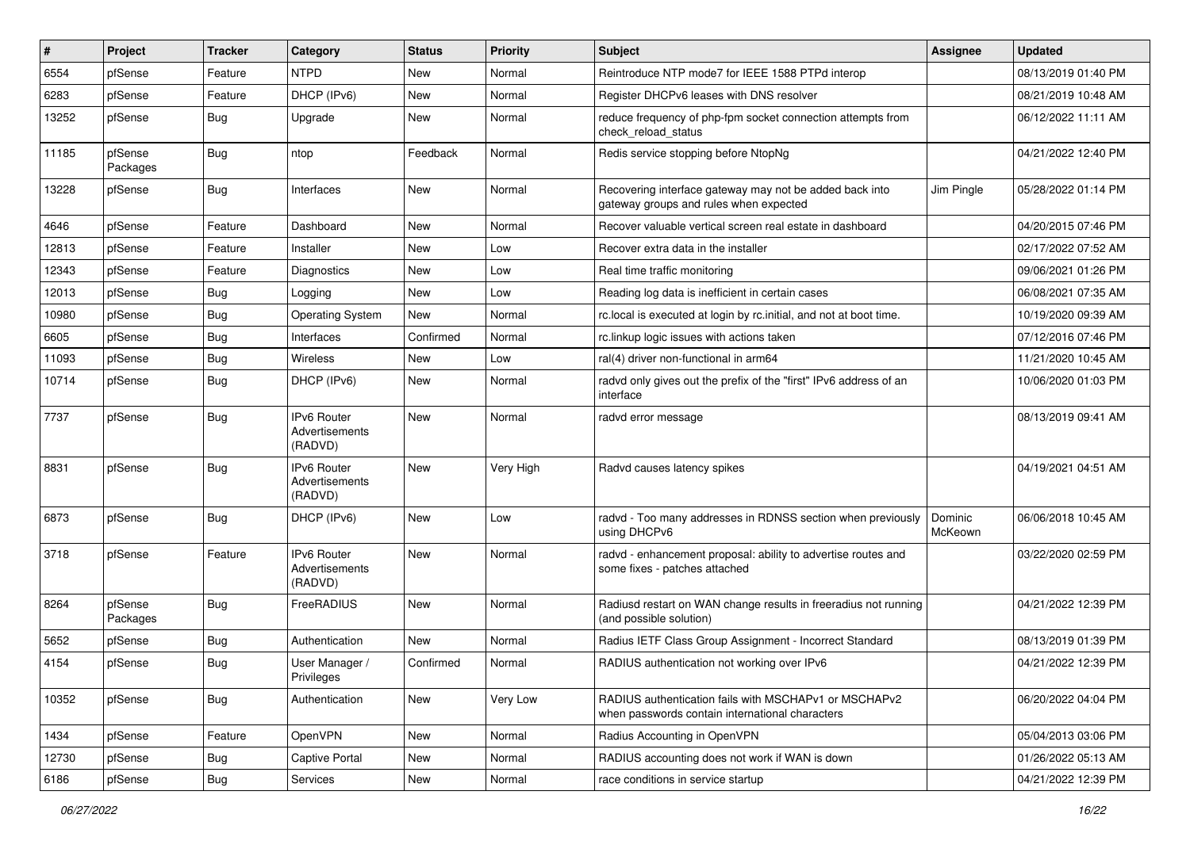| # | Project | Tracker | Category | Status | Priority | Subject | Assignee | Updated |
| --- | --- | --- | --- | --- | --- | --- | --- | --- |
| 6554 | pfSense | Feature | NTPD | New | Normal | Reintroduce NTP mode7 for IEEE 1588 PTPd interop | | 08/13/2019 01:40 PM |
| 6283 | pfSense | Feature | DHCP (IPv6) | New | Normal | Register DHCPv6 leases with DNS resolver | | 08/21/2019 10:48 AM |
| 13252 | pfSense | Bug | Upgrade | New | Normal | reduce frequency of php-fpm socket connection attempts from check_reload_status | | 06/12/2022 11:11 AM |
| 11185 | pfSense Packages | Bug | ntop | Feedback | Normal | Redis service stopping before NtopNg | | 04/21/2022 12:40 PM |
| 13228 | pfSense | Bug | Interfaces | New | Normal | Recovering interface gateway may not be added back into gateway groups and rules when expected | Jim Pingle | 05/28/2022 01:14 PM |
| 4646 | pfSense | Feature | Dashboard | New | Normal | Recover valuable vertical screen real estate in dashboard | | 04/20/2015 07:46 PM |
| 12813 | pfSense | Feature | Installer | New | Low | Recover extra data in the installer | | 02/17/2022 07:52 AM |
| 12343 | pfSense | Feature | Diagnostics | New | Low | Real time traffic monitoring | | 09/06/2021 01:26 PM |
| 12013 | pfSense | Bug | Logging | New | Low | Reading log data is inefficient in certain cases | | 06/08/2021 07:35 AM |
| 10980 | pfSense | Bug | Operating System | New | Normal | rc.local is executed at login by rc.initial, and not at boot time. | | 10/19/2020 09:39 AM |
| 6605 | pfSense | Bug | Interfaces | Confirmed | Normal | rc.linkup logic issues with actions taken | | 07/12/2016 07:46 PM |
| 11093 | pfSense | Bug | Wireless | New | Low | ral(4) driver non-functional in arm64 | | 11/21/2020 10:45 AM |
| 10714 | pfSense | Bug | DHCP (IPv6) | New | Normal | radvd only gives out the prefix of the "first" IPv6 address of an interface | | 10/06/2020 01:03 PM |
| 7737 | pfSense | Bug | IPv6 Router Advertisements (RADVD) | New | Normal | radvd error message | | 08/13/2019 09:41 AM |
| 8831 | pfSense | Bug | IPv6 Router Advertisements (RADVD) | New | Very High | Radvd causes latency spikes | | 04/19/2021 04:51 AM |
| 6873 | pfSense | Bug | DHCP (IPv6) | New | Low | radvd - Too many addresses in RDNSS section when previously using DHCPv6 | Dominic McKeown | 06/06/2018 10:45 AM |
| 3718 | pfSense | Feature | IPv6 Router Advertisements (RADVD) | New | Normal | radvd - enhancement proposal: ability to advertise routes and some fixes - patches attached | | 03/22/2020 02:59 PM |
| 8264 | pfSense Packages | Bug | FreeRADIUS | New | Normal | Radiusd restart on WAN change results in freeradius not running (and possible solution) | | 04/21/2022 12:39 PM |
| 5652 | pfSense | Bug | Authentication | New | Normal | Radius IETF Class Group Assignment - Incorrect Standard | | 08/13/2019 01:39 PM |
| 4154 | pfSense | Bug | User Manager / Privileges | Confirmed | Normal | RADIUS authentication not working over IPv6 | | 04/21/2022 12:39 PM |
| 10352 | pfSense | Bug | Authentication | New | Very Low | RADIUS authentication fails with MSCHAPv1 or MSCHAPv2 when passwords contain international characters | | 06/20/2022 04:04 PM |
| 1434 | pfSense | Feature | OpenVPN | New | Normal | Radius Accounting in OpenVPN | | 05/04/2013 03:06 PM |
| 12730 | pfSense | Bug | Captive Portal | New | Normal | RADIUS accounting does not work if WAN is down | | 01/26/2022 05:13 AM |
| 6186 | pfSense | Bug | Services | New | Normal | race conditions in service startup | | 04/21/2022 12:39 PM |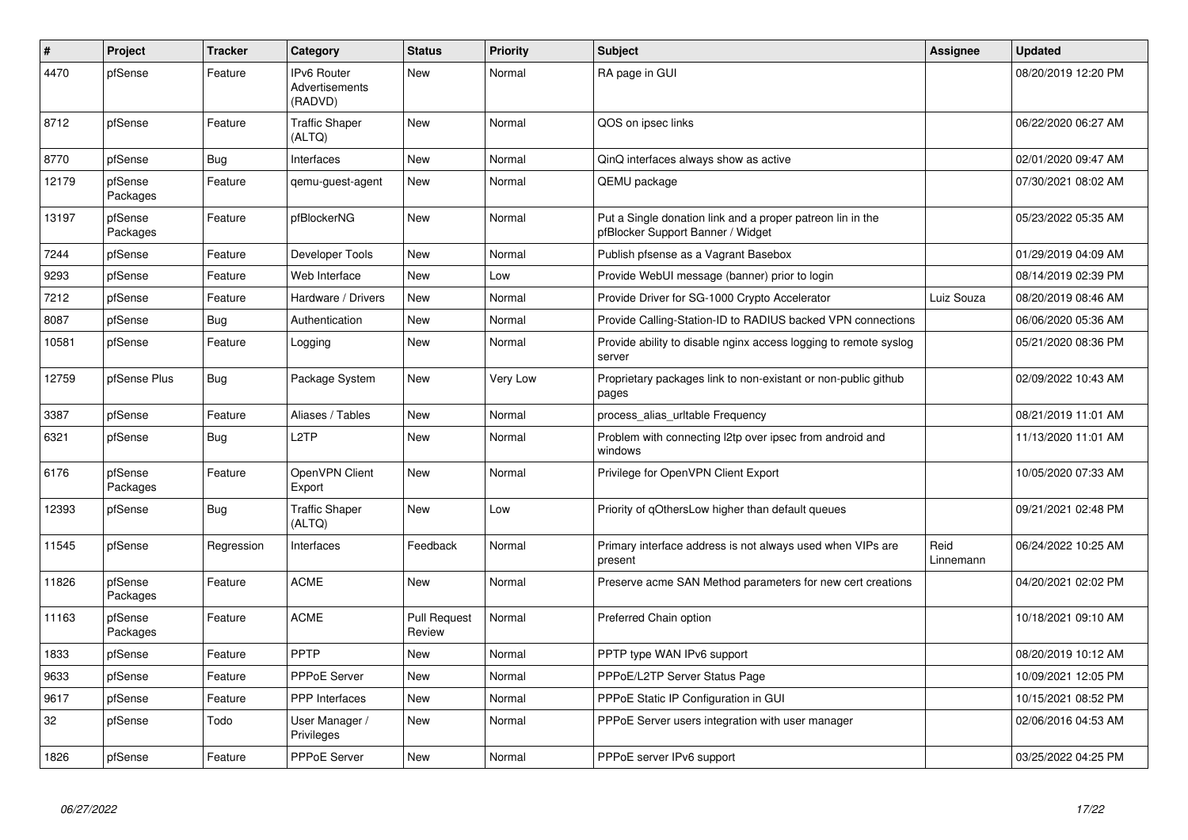| # | Project | Tracker | Category | Status | Priority | Subject | Assignee | Updated |
|---|---|---|---|---|---|---|---|---|
| 4470 | pfSense | Feature | IPv6 Router Advertisements (RADVD) | New | Normal | RA page in GUI | | 08/20/2019 12:20 PM |
| 8712 | pfSense | Feature | Traffic Shaper (ALTQ) | New | Normal | QOS on ipsec links | | 06/22/2020 06:27 AM |
| 8770 | pfSense | Bug | Interfaces | New | Normal | QinQ interfaces always show as active | | 02/01/2020 09:47 AM |
| 12179 | pfSense Packages | Feature | qemu-guest-agent | New | Normal | QEMU package | | 07/30/2021 08:02 AM |
| 13197 | pfSense Packages | Feature | pfBlockerNG | New | Normal | Put a Single donation link and a proper patreon lin in the pfBlocker Support Banner / Widget | | 05/23/2022 05:35 AM |
| 7244 | pfSense | Feature | Developer Tools | New | Normal | Publish pfsense as a Vagrant Basebox | | 01/29/2019 04:09 AM |
| 9293 | pfSense | Feature | Web Interface | New | Low | Provide WebUI message (banner) prior to login | | 08/14/2019 02:39 PM |
| 7212 | pfSense | Feature | Hardware / Drivers | New | Normal | Provide Driver for SG-1000 Crypto Accelerator | Luiz Souza | 08/20/2019 08:46 AM |
| 8087 | pfSense | Bug | Authentication | New | Normal | Provide Calling-Station-ID to RADIUS backed VPN connections | | 06/06/2020 05:36 AM |
| 10581 | pfSense | Feature | Logging | New | Normal | Provide ability to disable nginx access logging to remote syslog server | | 05/21/2020 08:36 PM |
| 12759 | pfSense Plus | Bug | Package System | New | Very Low | Proprietary packages link to non-existant or non-public github pages | | 02/09/2022 10:43 AM |
| 3387 | pfSense | Feature | Aliases / Tables | New | Normal | process_alias_urltable Frequency | | 08/21/2019 11:01 AM |
| 6321 | pfSense | Bug | L2TP | New | Normal | Problem with connecting l2tp over ipsec from android and windows | | 11/13/2020 11:01 AM |
| 6176 | pfSense Packages | Feature | OpenVPN Client Export | New | Normal | Privilege for OpenVPN Client Export | | 10/05/2020 07:33 AM |
| 12393 | pfSense | Bug | Traffic Shaper (ALTQ) | New | Low | Priority of qOthersLow higher than default queues | | 09/21/2021 02:48 PM |
| 11545 | pfSense | Regression | Interfaces | Feedback | Normal | Primary interface address is not always used when VIPs are present | Reid Linnemann | 06/24/2022 10:25 AM |
| 11826 | pfSense Packages | Feature | ACME | New | Normal | Preserve acme SAN Method parameters for new cert creations | | 04/20/2021 02:02 PM |
| 11163 | pfSense Packages | Feature | ACME | Pull Request Review | Normal | Preferred Chain option | | 10/18/2021 09:10 AM |
| 1833 | pfSense | Feature | PPTP | New | Normal | PPTP type WAN IPv6 support | | 08/20/2019 10:12 AM |
| 9633 | pfSense | Feature | PPPoE Server | New | Normal | PPPoE/L2TP Server Status Page | | 10/09/2021 12:05 PM |
| 9617 | pfSense | Feature | PPP Interfaces | New | Normal | PPPoE Static IP Configuration in GUI | | 10/15/2021 08:52 PM |
| 32 | pfSense | Todo | User Manager / Privileges | New | Normal | PPPoE Server users integration with user manager | | 02/06/2016 04:53 AM |
| 1826 | pfSense | Feature | PPPoE Server | New | Normal | PPPoE server IPv6 support | | 03/25/2022 04:25 PM |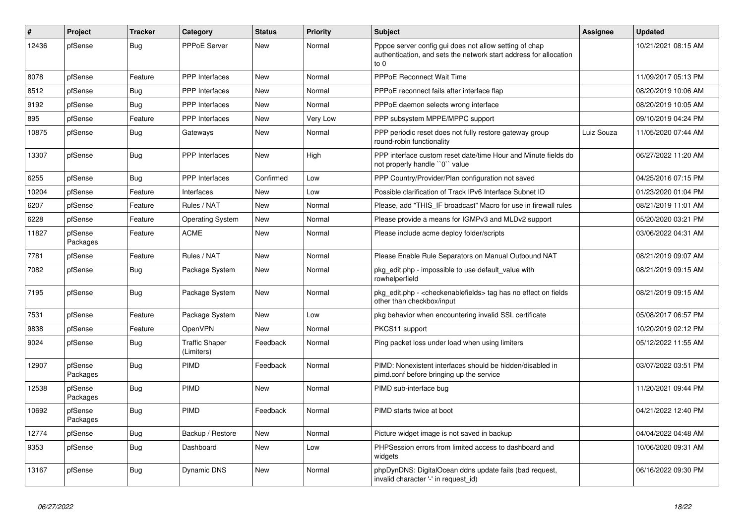| # | Project | Tracker | Category | Status | Priority | Subject | Assignee | Updated |
|---|---|---|---|---|---|---|---|---|
| 12436 | pfSense | Bug | PPPoE Server | New | Normal | Pppoe server config gui does not allow setting of chap authentication, and sets the network start address for allocation to 0 | | 10/21/2021 08:15 AM |
| 8078 | pfSense | Feature | PPP Interfaces | New | Normal | PPPoE Reconnect Wait Time | | 11/09/2017 05:13 PM |
| 8512 | pfSense | Bug | PPP Interfaces | New | Normal | PPPoE reconnect fails after interface flap | | 08/20/2019 10:06 AM |
| 9192 | pfSense | Bug | PPP Interfaces | New | Normal | PPPoE daemon selects wrong interface | | 08/20/2019 10:05 AM |
| 895 | pfSense | Feature | PPP Interfaces | New | Very Low | PPP subsystem MPPE/MPPC support | | 09/10/2019 04:24 PM |
| 10875 | pfSense | Bug | Gateways | New | Normal | PPP periodic reset does not fully restore gateway group round-robin functionality | Luiz Souza | 11/05/2020 07:44 AM |
| 13307 | pfSense | Bug | PPP Interfaces | New | High | PPP interface custom reset date/time Hour and Minute fields do not properly handle ``0`` value | | 06/27/2022 11:20 AM |
| 6255 | pfSense | Bug | PPP Interfaces | Confirmed | Low | PPP Country/Provider/Plan configuration not saved | | 04/25/2016 07:15 PM |
| 10204 | pfSense | Feature | Interfaces | New | Low | Possible clarification of Track IPv6 Interface Subnet ID | | 01/23/2020 01:04 PM |
| 6207 | pfSense | Feature | Rules / NAT | New | Normal | Please, add "THIS_IF broadcast" Macro for use in firewall rules | | 08/21/2019 11:01 AM |
| 6228 | pfSense | Feature | Operating System | New | Normal | Please provide a means for IGMPv3 and MLDv2 support | | 05/20/2020 03:21 PM |
| 11827 | pfSense Packages | Feature | ACME | New | Normal | Please include acme deploy folder/scripts | | 03/06/2022 04:31 AM |
| 7781 | pfSense | Feature | Rules / NAT | New | Normal | Please Enable Rule Separators on Manual Outbound NAT | | 08/21/2019 09:07 AM |
| 7082 | pfSense | Bug | Package System | New | Normal | pkg_edit.php - impossible to use default_value with rowhelperfield | | 08/21/2019 09:15 AM |
| 7195 | pfSense | Bug | Package System | New | Normal | pkg_edit.php - <checkenablefields> tag has no effect on fields other than checkbox/input | | 08/21/2019 09:15 AM |
| 7531 | pfSense | Feature | Package System | New | Low | pkg behavior when encountering invalid SSL certificate | | 05/08/2017 06:57 PM |
| 9838 | pfSense | Feature | OpenVPN | New | Normal | PKCS11 support | | 10/20/2019 02:12 PM |
| 9024 | pfSense | Bug | Traffic Shaper (Limiters) | Feedback | Normal | Ping packet loss under load when using limiters | | 05/12/2022 11:55 AM |
| 12907 | pfSense Packages | Bug | PIMD | Feedback | Normal | PIMD: Nonexistent interfaces should be hidden/disabled in pimd.conf before bringing up the service | | 03/07/2022 03:51 PM |
| 12538 | pfSense Packages | Bug | PIMD | New | Normal | PIMD sub-interface bug | | 11/20/2021 09:44 PM |
| 10692 | pfSense Packages | Bug | PIMD | Feedback | Normal | PIMD starts twice at boot | | 04/21/2022 12:40 PM |
| 12774 | pfSense | Bug | Backup / Restore | New | Normal | Picture widget image is not saved in backup | | 04/04/2022 04:48 AM |
| 9353 | pfSense | Bug | Dashboard | New | Low | PHPSession errors from limited access to dashboard and widgets | | 10/06/2020 09:31 AM |
| 13167 | pfSense | Bug | Dynamic DNS | New | Normal | phpDynDNS: DigitalOcean ddns update fails (bad request, invalid character '-' in request_id) | | 06/16/2022 09:30 PM |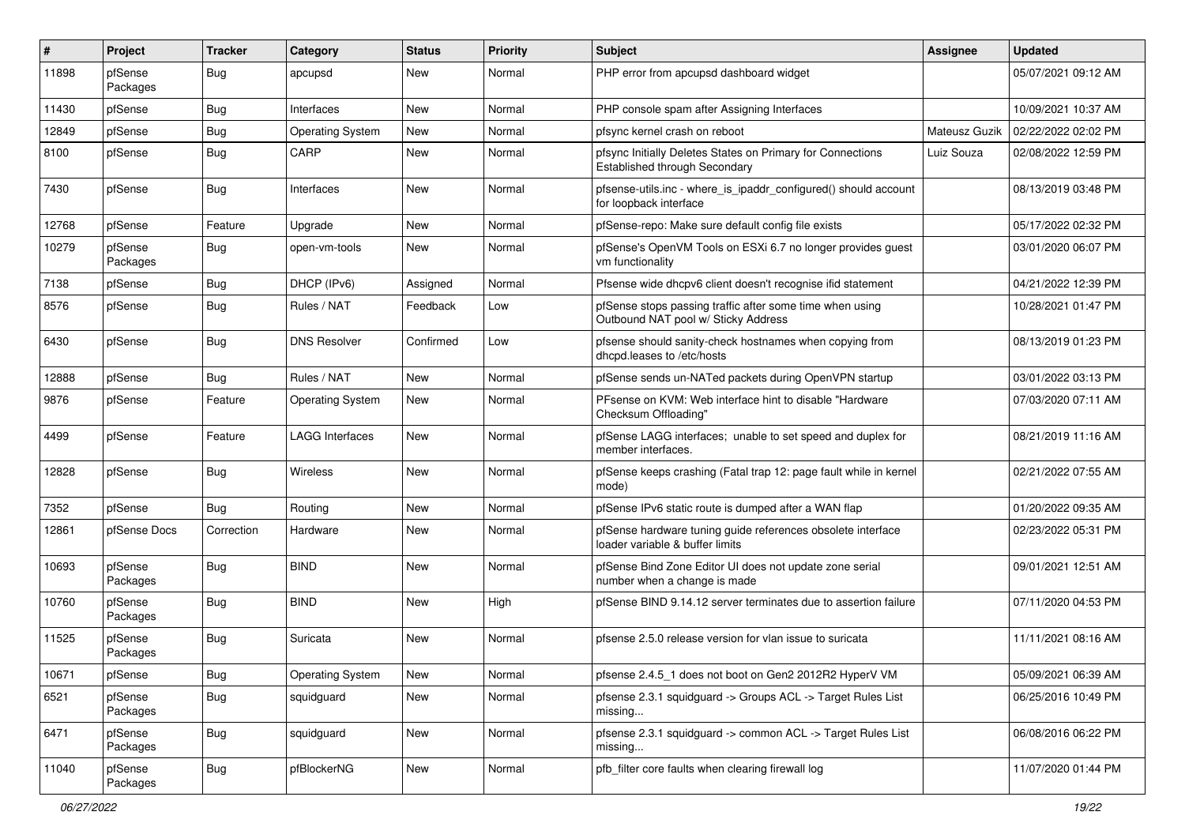| # | Project | Tracker | Category | Status | Priority | Subject | Assignee | Updated |
|---|---|---|---|---|---|---|---|---|
| 11898 | pfSense Packages | Bug | apcupsd | New | Normal | PHP error from apcupsd dashboard widget | | 05/07/2021 09:12 AM |
| 11430 | pfSense | Bug | Interfaces | New | Normal | PHP console spam after Assigning Interfaces | | 10/09/2021 10:37 AM |
| 12849 | pfSense | Bug | Operating System | New | Normal | pfsync kernel crash on reboot | Mateusz Guzik | 02/22/2022 02:02 PM |
| 8100 | pfSense | Bug | CARP | New | Normal | pfsync Initially Deletes States on Primary for Connections Established through Secondary | Luiz Souza | 02/08/2022 12:59 PM |
| 7430 | pfSense | Bug | Interfaces | New | Normal | pfsense-utils.inc - where_is_ipaddr_configured() should account for loopback interface | | 08/13/2019 03:48 PM |
| 12768 | pfSense | Feature | Upgrade | New | Normal | pfSense-repo: Make sure default config file exists | | 05/17/2022 02:32 PM |
| 10279 | pfSense Packages | Bug | open-vm-tools | New | Normal | pfSense's OpenVM Tools on ESXi 6.7 no longer provides guest vm functionality | | 03/01/2020 06:07 PM |
| 7138 | pfSense | Bug | DHCP (IPv6) | Assigned | Normal | Pfsense wide dhcpv6 client doesn't recognise ifid statement | | 04/21/2022 12:39 PM |
| 8576 | pfSense | Bug | Rules / NAT | Feedback | Low | pfSense stops passing traffic after some time when using Outbound NAT pool w/ Sticky Address | | 10/28/2021 01:47 PM |
| 6430 | pfSense | Bug | DNS Resolver | Confirmed | Low | pfsense should sanity-check hostnames when copying from dhcpd.leases to /etc/hosts | | 08/13/2019 01:23 PM |
| 12888 | pfSense | Bug | Rules / NAT | New | Normal | pfSense sends un-NATed packets during OpenVPN startup | | 03/01/2022 03:13 PM |
| 9876 | pfSense | Feature | Operating System | New | Normal | PFsense on KVM: Web interface hint to disable "Hardware Checksum Offloading" | | 07/03/2020 07:11 AM |
| 4499 | pfSense | Feature | LAGG Interfaces | New | Normal | pfSense LAGG interfaces; unable to set speed and duplex for member interfaces. | | 08/21/2019 11:16 AM |
| 12828 | pfSense | Bug | Wireless | New | Normal | pfSense keeps crashing (Fatal trap 12: page fault while in kernel mode) | | 02/21/2022 07:55 AM |
| 7352 | pfSense | Bug | Routing | New | Normal | pfSense IPv6 static route is dumped after a WAN flap | | 01/20/2022 09:35 AM |
| 12861 | pfSense Docs | Correction | Hardware | New | Normal | pfSense hardware tuning guide references obsolete interface loader variable & buffer limits | | 02/23/2022 05:31 PM |
| 10693 | pfSense Packages | Bug | BIND | New | Normal | pfSense Bind Zone Editor UI does not update zone serial number when a change is made | | 09/01/2021 12:51 AM |
| 10760 | pfSense Packages | Bug | BIND | New | High | pfSense BIND 9.14.12 server terminates due to assertion failure | | 07/11/2020 04:53 PM |
| 11525 | pfSense Packages | Bug | Suricata | New | Normal | pfsense 2.5.0 release version for vlan issue to suricata | | 11/11/2021 08:16 AM |
| 10671 | pfSense | Bug | Operating System | New | Normal | pfsense 2.4.5_1 does not boot on Gen2 2012R2 HyperV VM | | 05/09/2021 06:39 AM |
| 6521 | pfSense Packages | Bug | squidguard | New | Normal | pfsense 2.3.1 squidguard -> Groups ACL -> Target Rules List missing... | | 06/25/2016 10:49 PM |
| 6471 | pfSense Packages | Bug | squidguard | New | Normal | pfsense 2.3.1 squidguard -> common ACL -> Target Rules List missing... | | 06/08/2016 06:22 PM |
| 11040 | pfSense Packages | Bug | pfBlockerNG | New | Normal | pfb_filter core faults when clearing firewall log | | 11/07/2020 01:44 PM |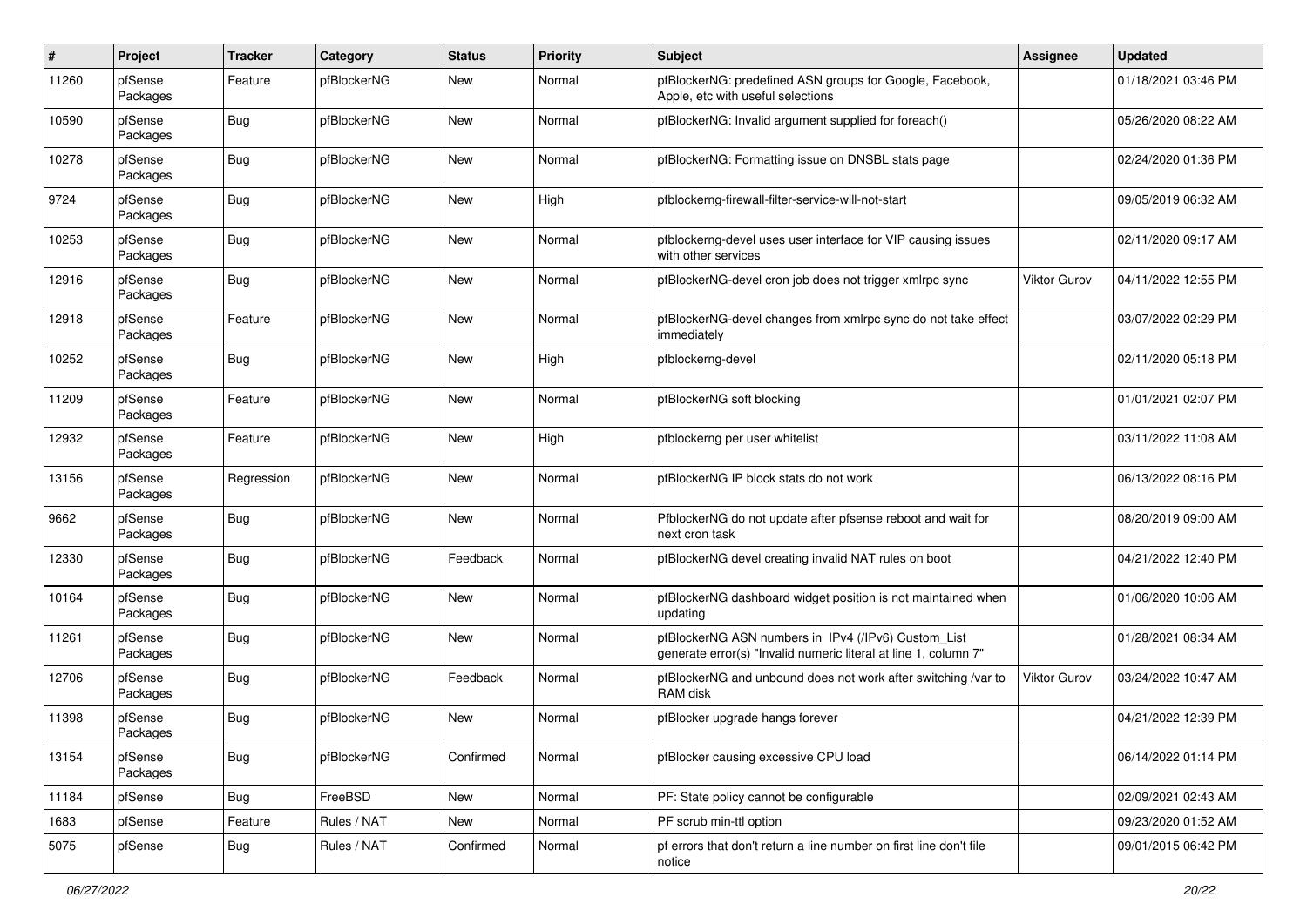| # | Project | Tracker | Category | Status | Priority | Subject | Assignee | Updated |
|---|---|---|---|---|---|---|---|---|
| 11260 | pfSense Packages | Feature | pfBlockerNG | New | Normal | pfBlockerNG: predefined ASN groups for Google, Facebook, Apple, etc with useful selections | | 01/18/2021 03:46 PM |
| 10590 | pfSense Packages | Bug | pfBlockerNG | New | Normal | pfBlockerNG: Invalid argument supplied for foreach() | | 05/26/2020 08:22 AM |
| 10278 | pfSense Packages | Bug | pfBlockerNG | New | Normal | pfBlockerNG: Formatting issue on DNSBL stats page | | 02/24/2020 01:36 PM |
| 9724 | pfSense Packages | Bug | pfBlockerNG | New | High | pfblockerng-firewall-filter-service-will-not-start | | 09/05/2019 06:32 AM |
| 10253 | pfSense Packages | Bug | pfBlockerNG | New | Normal | pfblockerng-devel uses user interface for VIP causing issues with other services | | 02/11/2020 09:17 AM |
| 12916 | pfSense Packages | Bug | pfBlockerNG | New | Normal | pfBlockerNG-devel cron job does not trigger xmlrpc sync | Viktor Gurov | 04/11/2022 12:55 PM |
| 12918 | pfSense Packages | Feature | pfBlockerNG | New | Normal | pfBlockerNG-devel changes from xmlrpc sync do not take effect immediately | | 03/07/2022 02:29 PM |
| 10252 | pfSense Packages | Bug | pfBlockerNG | New | High | pfblockerng-devel | | 02/11/2020 05:18 PM |
| 11209 | pfSense Packages | Feature | pfBlockerNG | New | Normal | pfBlockerNG soft blocking | | 01/01/2021 02:07 PM |
| 12932 | pfSense Packages | Feature | pfBlockerNG | New | High | pfblockerng per user whitelist | | 03/11/2022 11:08 AM |
| 13156 | pfSense Packages | Regression | pfBlockerNG | New | Normal | pfBlockerNG IP block stats do not work | | 06/13/2022 08:16 PM |
| 9662 | pfSense Packages | Bug | pfBlockerNG | New | Normal | PfblockerNG do not update after pfsense reboot and wait for next cron task | | 08/20/2019 09:00 AM |
| 12330 | pfSense Packages | Bug | pfBlockerNG | Feedback | Normal | pfBlockerNG devel creating invalid NAT rules on boot | | 04/21/2022 12:40 PM |
| 10164 | pfSense Packages | Bug | pfBlockerNG | New | Normal | pfBlockerNG dashboard widget position is not maintained when updating | | 01/06/2020 10:06 AM |
| 11261 | pfSense Packages | Bug | pfBlockerNG | New | Normal | pfBlockerNG ASN numbers in IPv4 (/IPv6) Custom_List generate error(s) "Invalid numeric literal at line 1, column 7" | | 01/28/2021 08:34 AM |
| 12706 | pfSense Packages | Bug | pfBlockerNG | Feedback | Normal | pfBlockerNG and unbound does not work after switching /var to RAM disk | Viktor Gurov | 03/24/2022 10:47 AM |
| 11398 | pfSense Packages | Bug | pfBlockerNG | New | Normal | pfBlocker upgrade hangs forever | | 04/21/2022 12:39 PM |
| 13154 | pfSense Packages | Bug | pfBlockerNG | Confirmed | Normal | pfBlocker causing excessive CPU load | | 06/14/2022 01:14 PM |
| 11184 | pfSense | Bug | FreeBSD | New | Normal | PF: State policy cannot be configurable | | 02/09/2021 02:43 AM |
| 1683 | pfSense | Feature | Rules / NAT | New | Normal | PF scrub min-ttl option | | 09/23/2020 01:52 AM |
| 5075 | pfSense | Bug | Rules / NAT | Confirmed | Normal | pf errors that don't return a line number on first line don't file notice | | 09/01/2015 06:42 PM |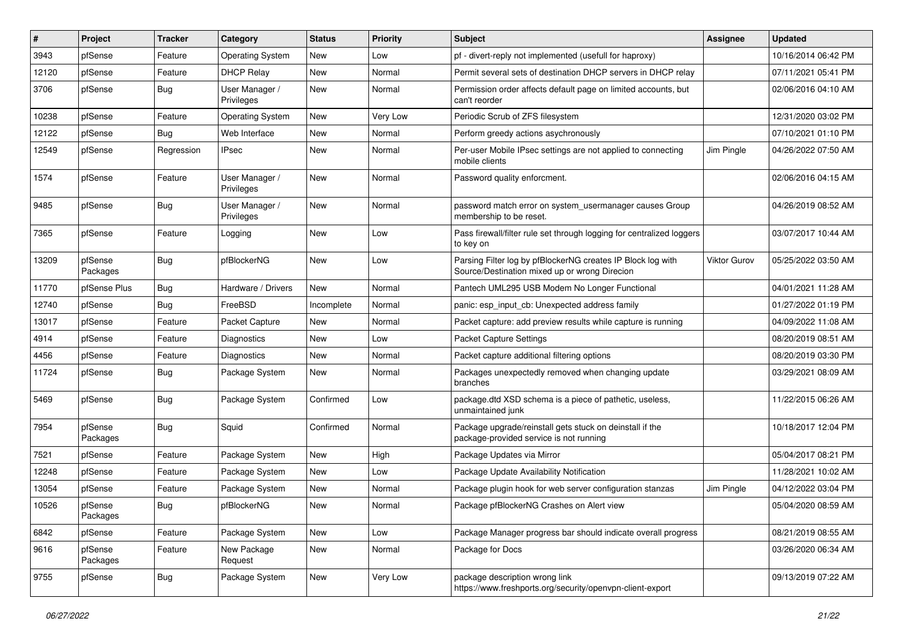| # | Project | Tracker | Category | Status | Priority | Subject | Assignee | Updated |
|---|---|---|---|---|---|---|---|---|
| 3943 | pfSense | Feature | Operating System | New | Low | pf - divert-reply not implemented (usefull for haproxy) | | 10/16/2014 06:42 PM |
| 12120 | pfSense | Feature | DHCP Relay | New | Normal | Permit several sets of destination DHCP servers in DHCP relay | | 07/11/2021 05:41 PM |
| 3706 | pfSense | Bug | User Manager / Privileges | New | Normal | Permission order affects default page on limited accounts, but can't reorder | | 02/06/2016 04:10 AM |
| 10238 | pfSense | Feature | Operating System | New | Very Low | Periodic Scrub of ZFS filesystem | | 12/31/2020 03:02 PM |
| 12122 | pfSense | Bug | Web Interface | New | Normal | Perform greedy actions asychronously | | 07/10/2021 01:10 PM |
| 12549 | pfSense | Regression | IPsec | New | Normal | Per-user Mobile IPsec settings are not applied to connecting mobile clients | Jim Pingle | 04/26/2022 07:50 AM |
| 1574 | pfSense | Feature | User Manager / Privileges | New | Normal | Password quality enforcment. | | 02/06/2016 04:15 AM |
| 9485 | pfSense | Bug | User Manager / Privileges | New | Normal | password match error on system_usermanager causes Group membership to be reset. | | 04/26/2019 08:52 AM |
| 7365 | pfSense | Feature | Logging | New | Low | Pass firewall/filter rule set through logging for centralized loggers to key on | | 03/07/2017 10:44 AM |
| 13209 | pfSense Packages | Bug | pfBlockerNG | New | Low | Parsing Filter log by pfBlockerNG creates IP Block log with Source/Destination mixed up or wrong Direcion | Viktor Gurov | 05/25/2022 03:50 AM |
| 11770 | pfSense Plus | Bug | Hardware / Drivers | New | Normal | Pantech UML295 USB Modem No Longer Functional | | 04/01/2021 11:28 AM |
| 12740 | pfSense | Bug | FreeBSD | Incomplete | Normal | panic: esp_input_cb: Unexpected address family | | 01/27/2022 01:19 PM |
| 13017 | pfSense | Feature | Packet Capture | New | Normal | Packet capture: add preview results while capture is running | | 04/09/2022 11:08 AM |
| 4914 | pfSense | Feature | Diagnostics | New | Low | Packet Capture Settings | | 08/20/2019 08:51 AM |
| 4456 | pfSense | Feature | Diagnostics | New | Normal | Packet capture additional filtering options | | 08/20/2019 03:30 PM |
| 11724 | pfSense | Bug | Package System | New | Normal | Packages unexpectedly removed when changing update branches | | 03/29/2021 08:09 AM |
| 5469 | pfSense | Bug | Package System | Confirmed | Low | package.dtd XSD schema is a piece of pathetic, useless, unmaintained junk | | 11/22/2015 06:26 AM |
| 7954 | pfSense Packages | Bug | Squid | Confirmed | Normal | Package upgrade/reinstall gets stuck on deinstall if the package-provided service is not running | | 10/18/2017 12:04 PM |
| 7521 | pfSense | Feature | Package System | New | High | Package Updates via Mirror | | 05/04/2017 08:21 PM |
| 12248 | pfSense | Feature | Package System | New | Low | Package Update Availability Notification | | 11/28/2021 10:02 AM |
| 13054 | pfSense | Feature | Package System | New | Normal | Package plugin hook for web server configuration stanzas | Jim Pingle | 04/12/2022 03:04 PM |
| 10526 | pfSense Packages | Bug | pfBlockerNG | New | Normal | Package pfBlockerNG Crashes on Alert view | | 05/04/2020 08:59 AM |
| 6842 | pfSense | Feature | Package System | New | Low | Package Manager progress bar should indicate overall progress | | 08/21/2019 08:55 AM |
| 9616 | pfSense Packages | Feature | New Package Request | New | Normal | Package for Docs | | 03/26/2020 06:34 AM |
| 9755 | pfSense | Bug | Package System | New | Very Low | package description wrong link https://www.freshports.org/security/openvpn-client-export | | 09/13/2019 07:22 AM |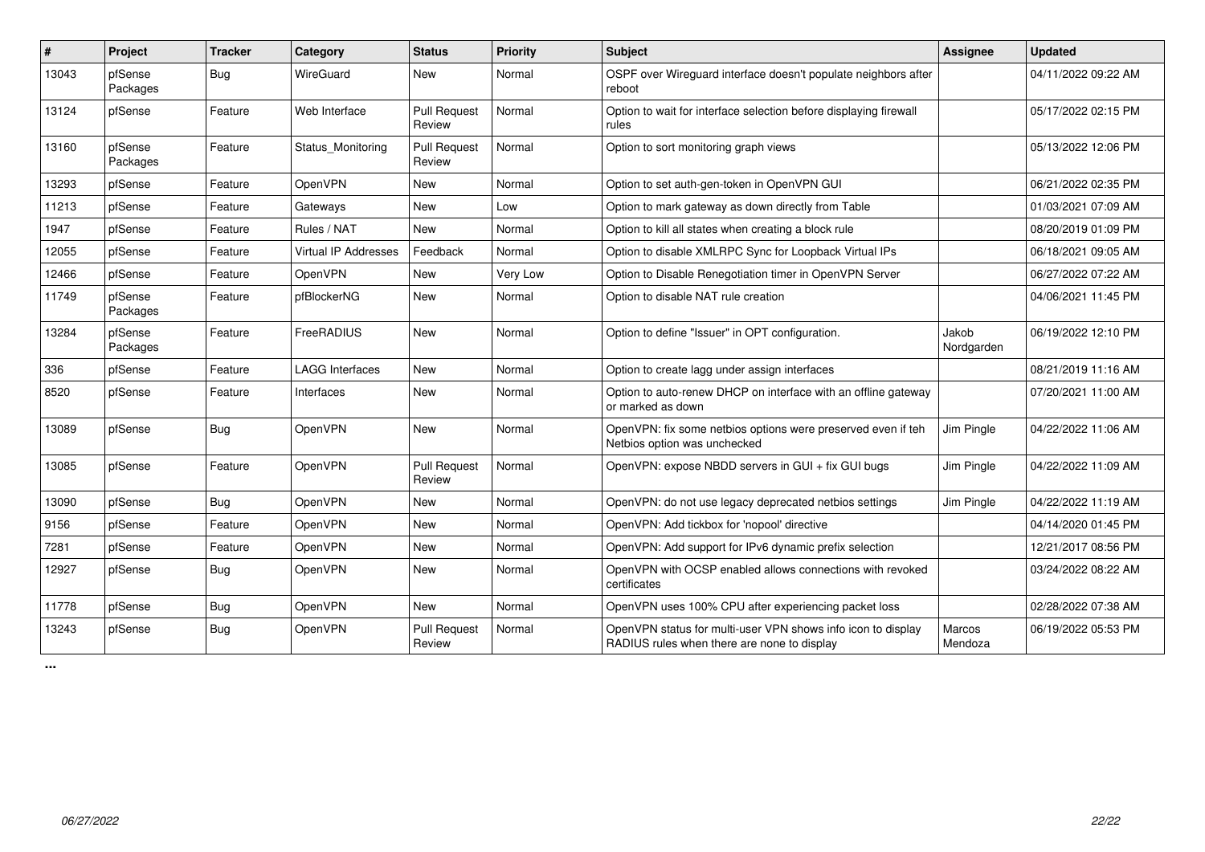| # | Project | Tracker | Category | Status | Priority | Subject | Assignee | Updated |
|---|---|---|---|---|---|---|---|---|
| 13043 | pfSense Packages | Bug | WireGuard | New | Normal | OSPF over Wireguard interface doesn't populate neighbors after reboot | | 04/11/2022 09:22 AM |
| 13124 | pfSense | Feature | Web Interface | Pull Request Review | Normal | Option to wait for interface selection before displaying firewall rules | | 05/17/2022 02:15 PM |
| 13160 | pfSense Packages | Feature | Status_Monitoring | Pull Request Review | Normal | Option to sort monitoring graph views | | 05/13/2022 12:06 PM |
| 13293 | pfSense | Feature | OpenVPN | New | Normal | Option to set auth-gen-token in OpenVPN GUI | | 06/21/2022 02:35 PM |
| 11213 | pfSense | Feature | Gateways | New | Low | Option to mark gateway as down directly from Table | | 01/03/2021 07:09 AM |
| 1947 | pfSense | Feature | Rules / NAT | New | Normal | Option to kill all states when creating a block rule | | 08/20/2019 01:09 PM |
| 12055 | pfSense | Feature | Virtual IP Addresses | Feedback | Normal | Option to disable XMLRPC Sync for Loopback Virtual IPs | | 06/18/2021 09:05 AM |
| 12466 | pfSense | Feature | OpenVPN | New | Very Low | Option to Disable Renegotiation timer in OpenVPN Server | | 06/27/2022 07:22 AM |
| 11749 | pfSense Packages | Feature | pfBlockerNG | New | Normal | Option to disable NAT rule creation | | 04/06/2021 11:45 PM |
| 13284 | pfSense Packages | Feature | FreeRADIUS | New | Normal | Option to define "Issuer" in OPT configuration. | Jakob Nordgarden | 06/19/2022 12:10 PM |
| 336 | pfSense | Feature | LAGG Interfaces | New | Normal | Option to create lagg under assign interfaces | | 08/21/2019 11:16 AM |
| 8520 | pfSense | Feature | Interfaces | New | Normal | Option to auto-renew DHCP on interface with an offline gateway or marked as down | | 07/20/2021 11:00 AM |
| 13089 | pfSense | Bug | OpenVPN | New | Normal | OpenVPN: fix some netbios options were preserved even if teh Netbios option was unchecked | Jim Pingle | 04/22/2022 11:06 AM |
| 13085 | pfSense | Feature | OpenVPN | Pull Request Review | Normal | OpenVPN: expose NBDD servers in GUI + fix GUI bugs | Jim Pingle | 04/22/2022 11:09 AM |
| 13090 | pfSense | Bug | OpenVPN | New | Normal | OpenVPN: do not use legacy deprecated netbios settings | Jim Pingle | 04/22/2022 11:19 AM |
| 9156 | pfSense | Feature | OpenVPN | New | Normal | OpenVPN: Add tickbox for 'nopool' directive | | 04/14/2020 01:45 PM |
| 7281 | pfSense | Feature | OpenVPN | New | Normal | OpenVPN: Add support for IPv6 dynamic prefix selection | | 12/21/2017 08:56 PM |
| 12927 | pfSense | Bug | OpenVPN | New | Normal | OpenVPN with OCSP enabled allows connections with revoked certificates | | 03/24/2022 08:22 AM |
| 11778 | pfSense | Bug | OpenVPN | New | Normal | OpenVPN uses 100% CPU after experiencing packet loss | | 02/28/2022 07:38 AM |
| 13243 | pfSense | Bug | OpenVPN | Pull Request Review | Normal | OpenVPN status for multi-user VPN shows info icon to display RADIUS rules when there are none to display | Marcos Mendoza | 06/19/2022 05:53 PM |

...